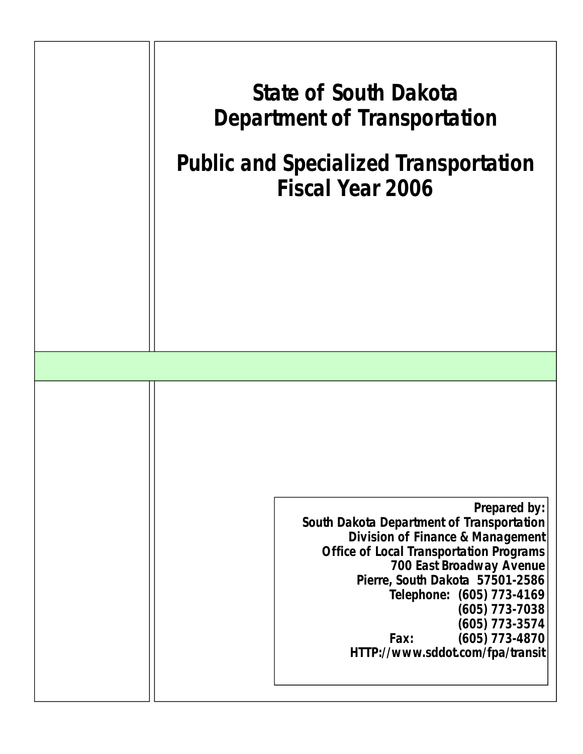# State of South Dakota
# Department of Transportation

# Public and Specialized Transportation
# Fiscal Year 2006

**Prepared by:**
**South Dakota Department of Transportation**
**Division of Finance & Management**
**Office of Local Transportation Programs**
**700 East Broadway Avenue**
**Pierre, South Dakota 57501-2586**
**Telephone: (605) 773-4169**
**(605) 773-7038**
**(605) 773-3574**
**Fax: (605) 773-4870**
**HTTP://www.sddot.com/fpa/transit**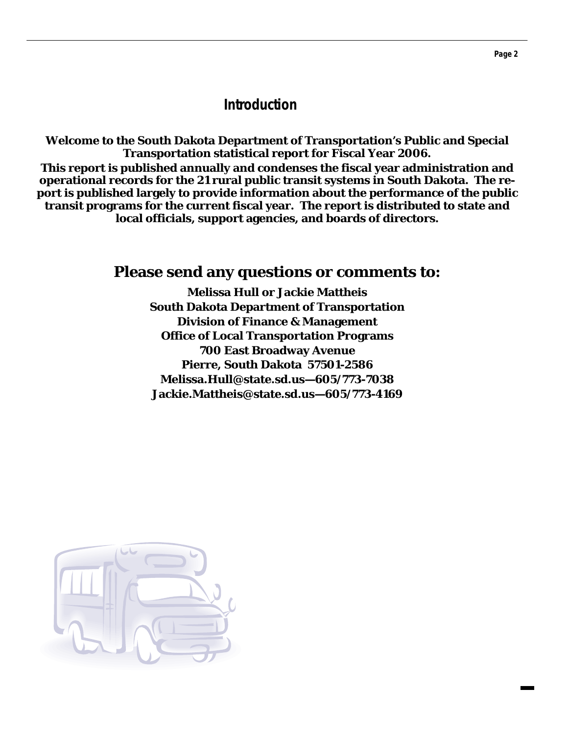# Introduction

**Welcome to the South Dakota Department of Transportation's Public and Special Transportation statistical report for Fiscal Year 2006.**

**This report is published annually and condenses the fiscal year administration and operational records for the 21 rural public transit systems in South Dakota. The report is published largely to provide information about the performance of the public transit programs for the current fiscal year. The report is distributed to state and local officials, support agencies, and boards of directors.**

## Please send any questions or comments to:

**Melissa Hull or Jackie Mattheis**
**South Dakota Department of Transportation**
**Division of Finance & Management**
**Office of Local Transportation Programs**
**700 East Broadway Avenue**
**Pierre, South Dakota 57501-2586**
**Melissa.Hull@state.sd.us—605/773-7038**
**Jackie.Mattheis@state.sd.us—605/773-4169**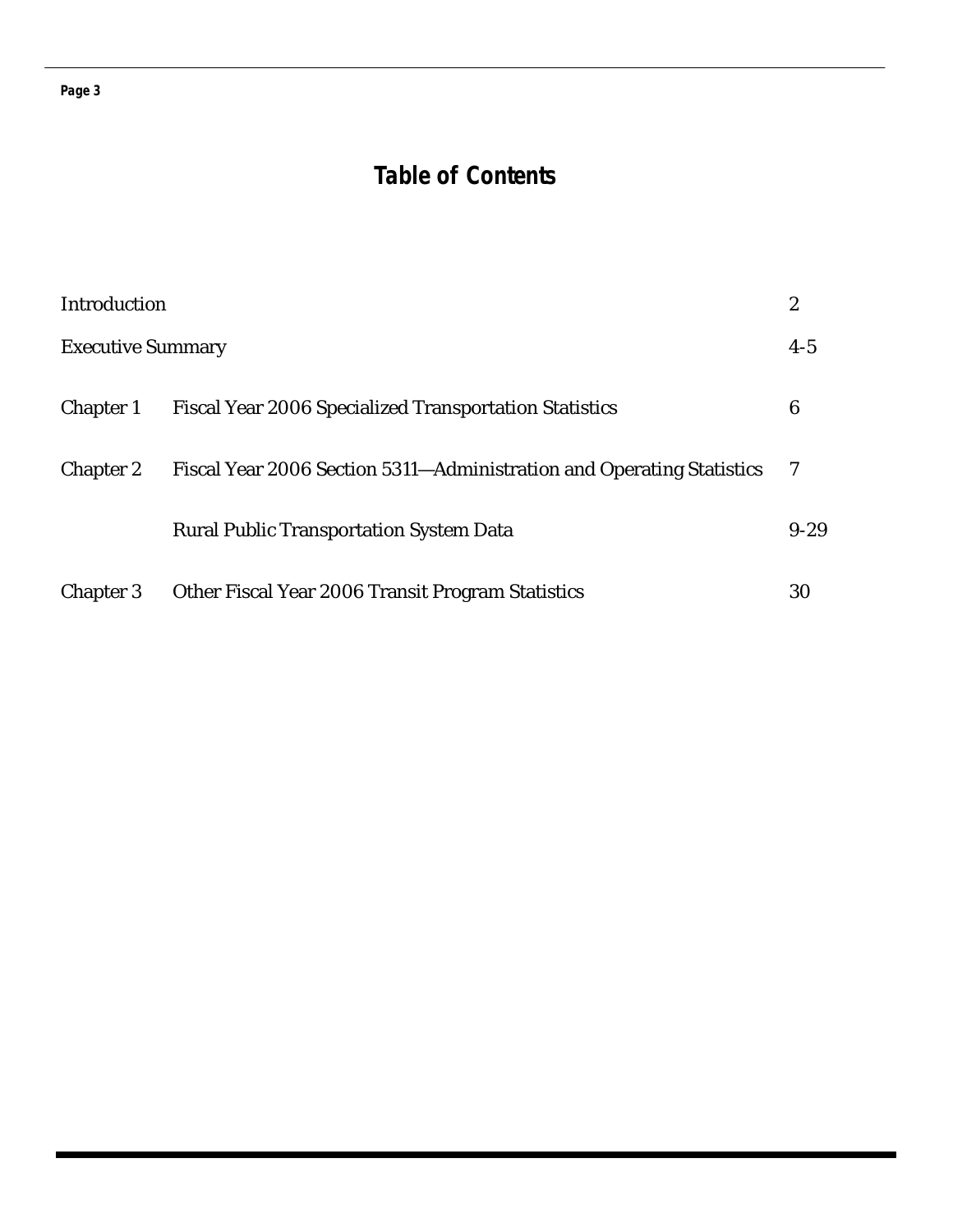# Table of Contents

| | | |
|---|---|---|
| Introduction | | 2 |
| Executive Summary | | 4-5 |
| Chapter 1 | Fiscal Year 2006 Specialized Transportation Statistics | 6 |
| Chapter 2 | Fiscal Year 2006 Section 5311—Administration and Operating Statistics | 7 |
| | Rural Public Transportation System Data | 9-29 |
| Chapter 3 | Other Fiscal Year 2006 Transit Program Statistics | 30 |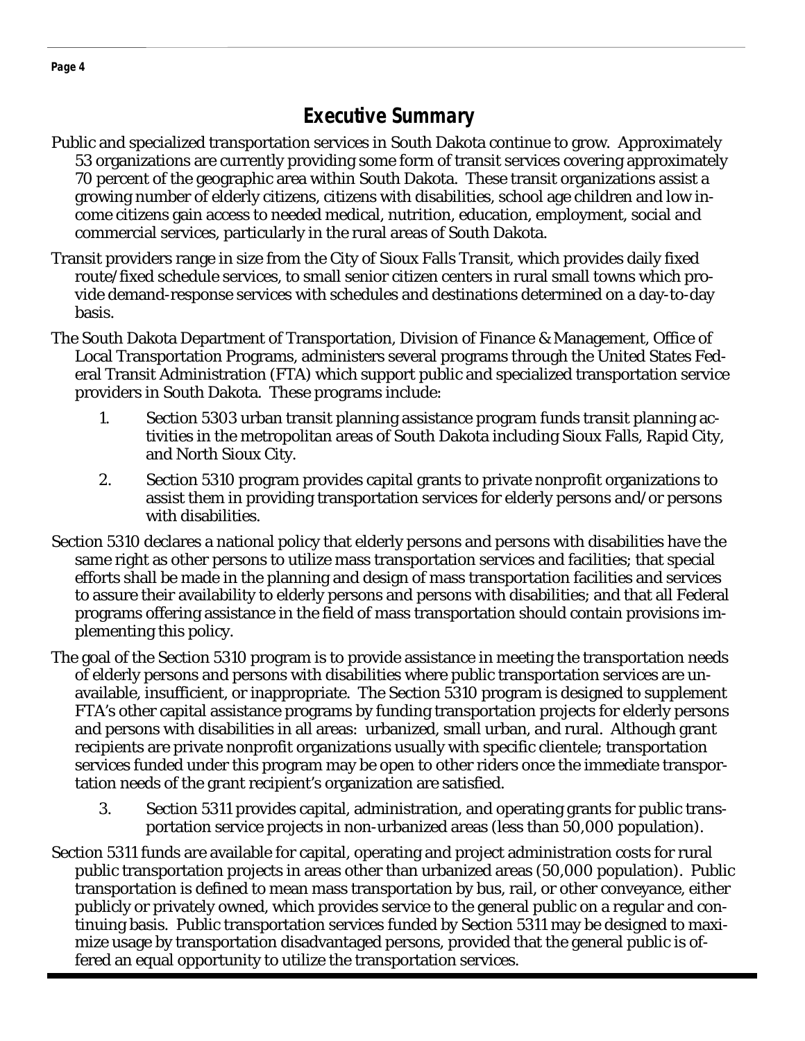# Executive Summary

Public and specialized transportation services in South Dakota continue to grow. Approximately 53 organizations are currently providing some form of transit services covering approximately 70 percent of the geographic area within South Dakota. These transit organizations assist a growing number of elderly citizens, citizens with disabilities, school age children and low income citizens gain access to needed medical, nutrition, education, employment, social and commercial services, particularly in the rural areas of South Dakota.

Transit providers range in size from the City of Sioux Falls Transit, which provides daily fixed route/fixed schedule services, to small senior citizen centers in rural small towns which provide demand-response services with schedules and destinations determined on a day-to-day basis.

The South Dakota Department of Transportation, Division of Finance & Management, Office of Local Transportation Programs, administers several programs through the United States Federal Transit Administration (FTA) which support public and specialized transportation service providers in South Dakota. These programs include:

1. Section 5303 urban transit planning assistance program funds transit planning activities in the metropolitan areas of South Dakota including Sioux Falls, Rapid City, and North Sioux City.
2. Section 5310 program provides capital grants to private nonprofit organizations to assist them in providing transportation services for elderly persons and/or persons with disabilities.

Section 5310 declares a national policy that elderly persons and persons with disabilities have the same right as other persons to utilize mass transportation services and facilities; that special efforts shall be made in the planning and design of mass transportation facilities and services to assure their availability to elderly persons and persons with disabilities; and that all Federal programs offering assistance in the field of mass transportation should contain provisions implementing this policy.

The goal of the Section 5310 program is to provide assistance in meeting the transportation needs of elderly persons and persons with disabilities where public transportation services are unavailable, insufficient, or inappropriate. The Section 5310 program is designed to supplement FTA's other capital assistance programs by funding transportation projects for elderly persons and persons with disabilities in all areas: urbanized, small urban, and rural. Although grant recipients are private nonprofit organizations usually with specific clientele; transportation services funded under this program may be open to other riders once the immediate transportation needs of the grant recipient's organization are satisfied.

3. Section 5311 provides capital, administration, and operating grants for public transportation service projects in non-urbanized areas (less than 50,000 population).

Section 5311 funds are available for capital, operating and project administration costs for rural public transportation projects in areas other than urbanized areas (50,000 population). Public transportation is defined to mean mass transportation by bus, rail, or other conveyance, either publicly or privately owned, which provides service to the general public on a regular and continuing basis. Public transportation services funded by Section 5311 may be designed to maximize usage by transportation disadvantaged persons, provided that the general public is offered an equal opportunity to utilize the transportation services.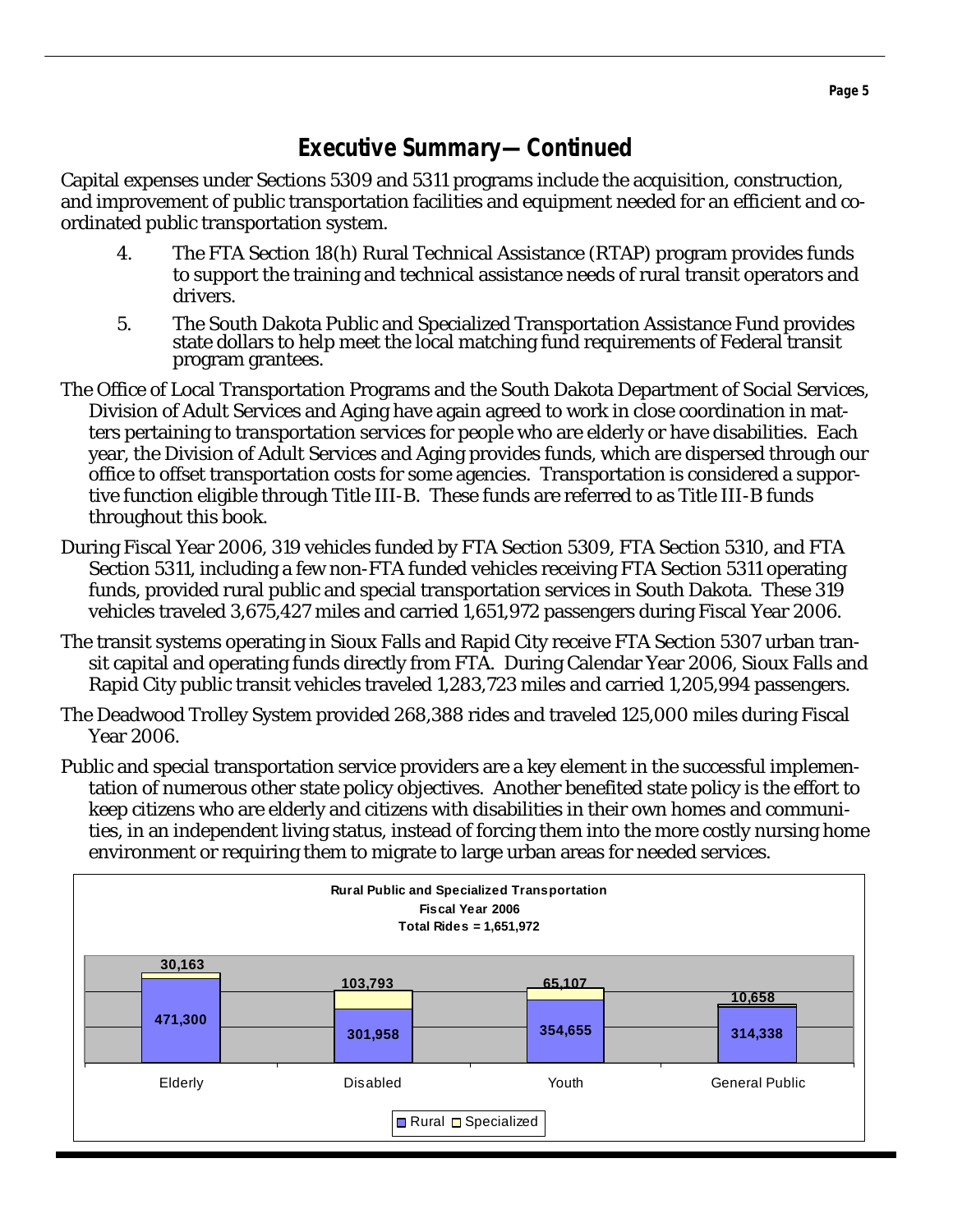## Executive Summary—Continued

Capital expenses under Sections 5309 and 5311 programs include the acquisition, construction, and improvement of public transportation facilities and equipment needed for an efficient and coordinated public transportation system.

4. The FTA Section 18(h) Rural Technical Assistance (RTAP) program provides funds to support the training and technical assistance needs of rural transit operators and drivers.

5. The South Dakota Public and Specialized Transportation Assistance Fund provides state dollars to help meet the local matching fund requirements of Federal transit program grantees.

The Office of Local Transportation Programs and the South Dakota Department of Social Services, Division of Adult Services and Aging have again agreed to work in close coordination in matters pertaining to transportation services for people who are elderly or have disabilities. Each year, the Division of Adult Services and Aging provides funds, which are dispersed through our office to offset transportation costs for some agencies. Transportation is considered a supportive function eligible through Title III-B. These funds are referred to as Title III-B funds throughout this book.

During Fiscal Year 2006, 319 vehicles funded by FTA Section 5309, FTA Section 5310, and FTA Section 5311, including a few non-FTA funded vehicles receiving FTA Section 5311 operating funds, provided rural public and special transportation services in South Dakota. These 319 vehicles traveled 3,675,427 miles and carried 1,651,972 passengers during Fiscal Year 2006.

The transit systems operating in Sioux Falls and Rapid City receive FTA Section 5307 urban transit capital and operating funds directly from FTA. During Calendar Year 2006, Sioux Falls and Rapid City public transit vehicles traveled 1,283,723 miles and carried 1,205,994 passengers.

The Deadwood Trolley System provided 268,388 rides and traveled 125,000 miles during Fiscal Year 2006.

Public and special transportation service providers are a key element in the successful implementation of numerous other state policy objectives. Another benefited state policy is the effort to keep citizens who are elderly and citizens with disabilities in their own homes and communities, in an independent living status, instead of forcing them into the more costly nursing home environment or requiring them to migrate to large urban areas for needed services.

**Rural Public and Specialized Transportation**
**Fiscal Year 2006**
**Total Rides = 1,651,972**

| | Rural | Specialized |
|---|---|---|
| Elderly | 471,300 | 30,163 |
| Disabled | 301,958 | 103,793 |
| Youth | 354,655 | 65,107 |
| General Public | 314,338 | 10,658 |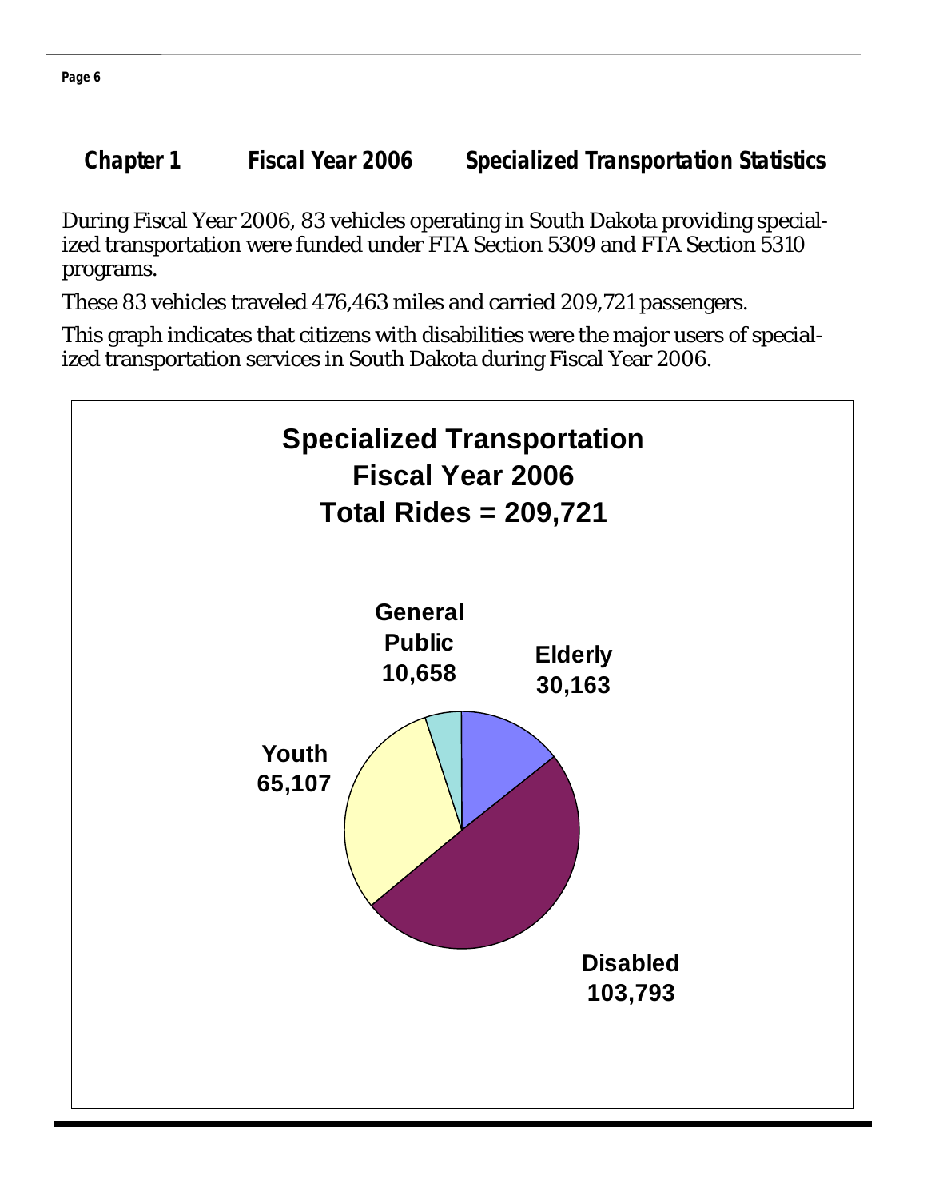## Chapter 1 — Fiscal Year 2006 — Specialized Transportation Statistics

During Fiscal Year 2006, 83 vehicles operating in South Dakota providing specialized transportation were funded under FTA Section 5309 and FTA Section 5310 programs.

These 83 vehicles traveled 476,463 miles and carried 209,721 passengers.

This graph indicates that citizens with disabilities were the major users of specialized transportation services in South Dakota during Fiscal Year 2006.

**Specialized Transportation**
**Fiscal Year 2006**
**Total Rides = 209,721**

| Category | Rides |
|---|---|
| General Public | 10,658 |
| Elderly | 30,163 |
| Youth | 65,107 |
| Disabled | 103,793 |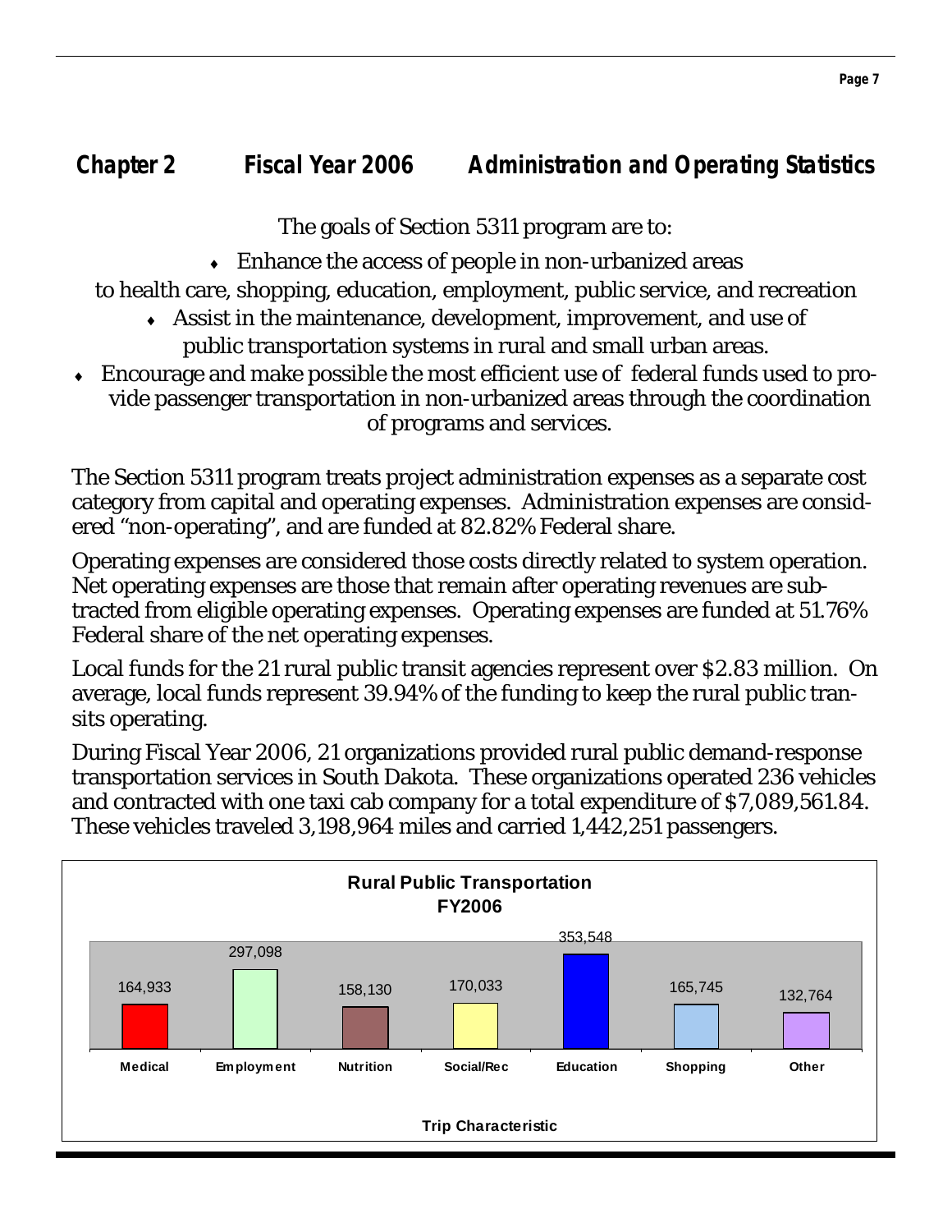## Chapter 2 Fiscal Year 2006 Administration and Operating Statistics

The goals of Section 5311 program are to:

- Enhance the access of people in non-urbanized areas to health care, shopping, education, employment, public service, and recreation
- Assist in the maintenance, development, improvement, and use of public transportation systems in rural and small urban areas.
- Encourage and make possible the most efficient use of federal funds used to provide passenger transportation in non-urbanized areas through the coordination of programs and services.

The Section 5311 program treats project administration expenses as a separate cost category from capital and operating expenses. Administration expenses are considered "non-operating", and are funded at 82.82% Federal share.

Operating expenses are considered those costs directly related to system operation. Net operating expenses are those that remain after operating revenues are subtracted from eligible operating expenses. Operating expenses are funded at 51.76% Federal share of the net operating expenses.

Local funds for the 21 rural public transit agencies represent over $2.83 million. On average, local funds represent 39.94% of the funding to keep the rural public transits operating.

During Fiscal Year 2006, 21 organizations provided rural public demand-response transportation services in South Dakota. These organizations operated 236 vehicles and contracted with one taxi cab company for a total expenditure of $7,089,561.84. These vehicles traveled 3,198,964 miles and carried 1,442,251 passengers.

**Rural Public Transportation FY2006**

| Trip Characteristic | Trips |
|---|---|
| Medical | 164,933 |
| Employment | 297,098 |
| Nutrition | 158,130 |
| Social/Rec | 170,033 |
| Education | 353,548 |
| Shopping | 165,745 |
| Other | 132,764 |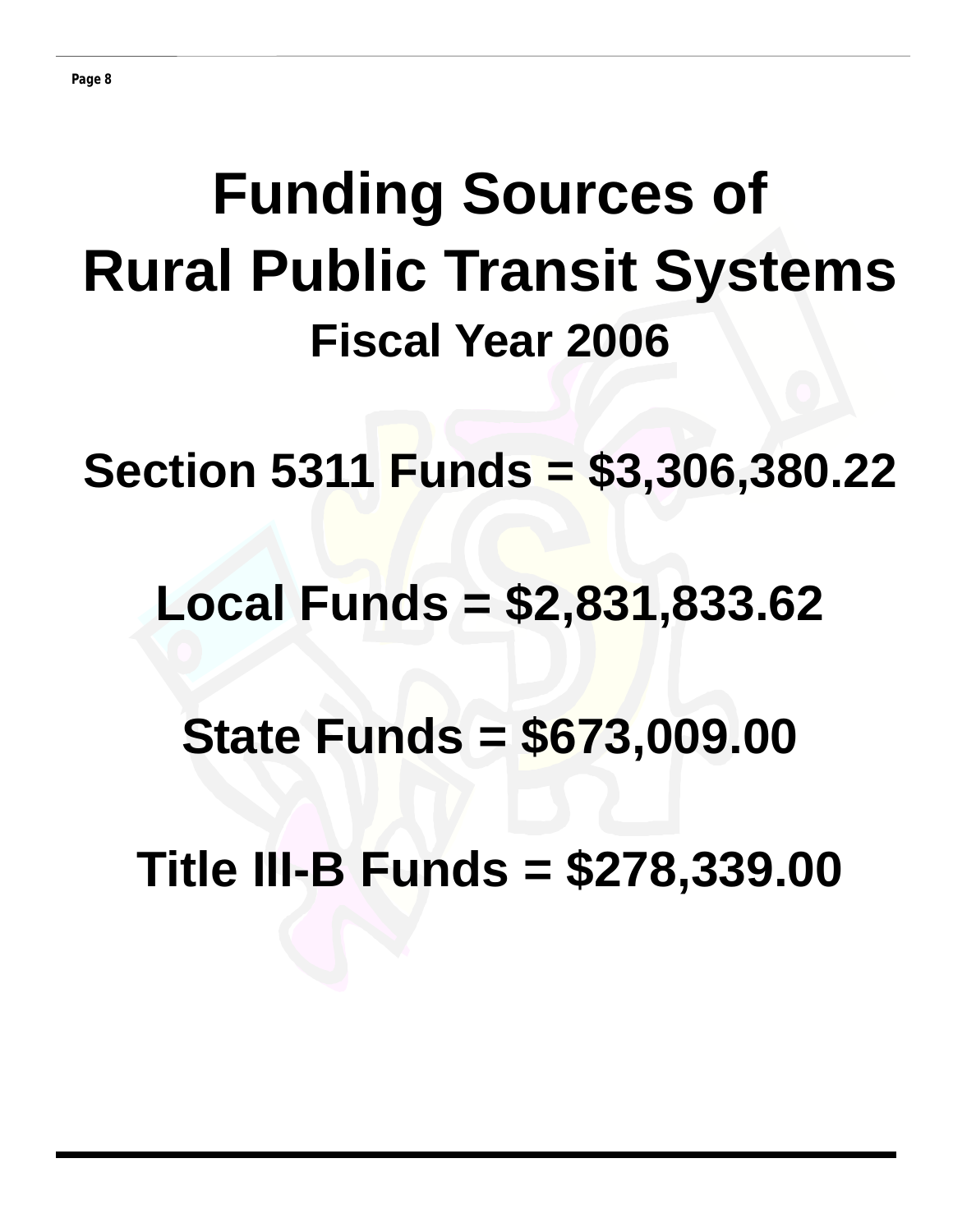# Funding Sources of Rural Public Transit Systems

## Fiscal Year 2006

**Section 5311 Funds = $3,306,380.22**

**Local Funds = $2,831,833.62**

**State Funds = $673,009.00**

**Title III-B Funds = $278,339.00**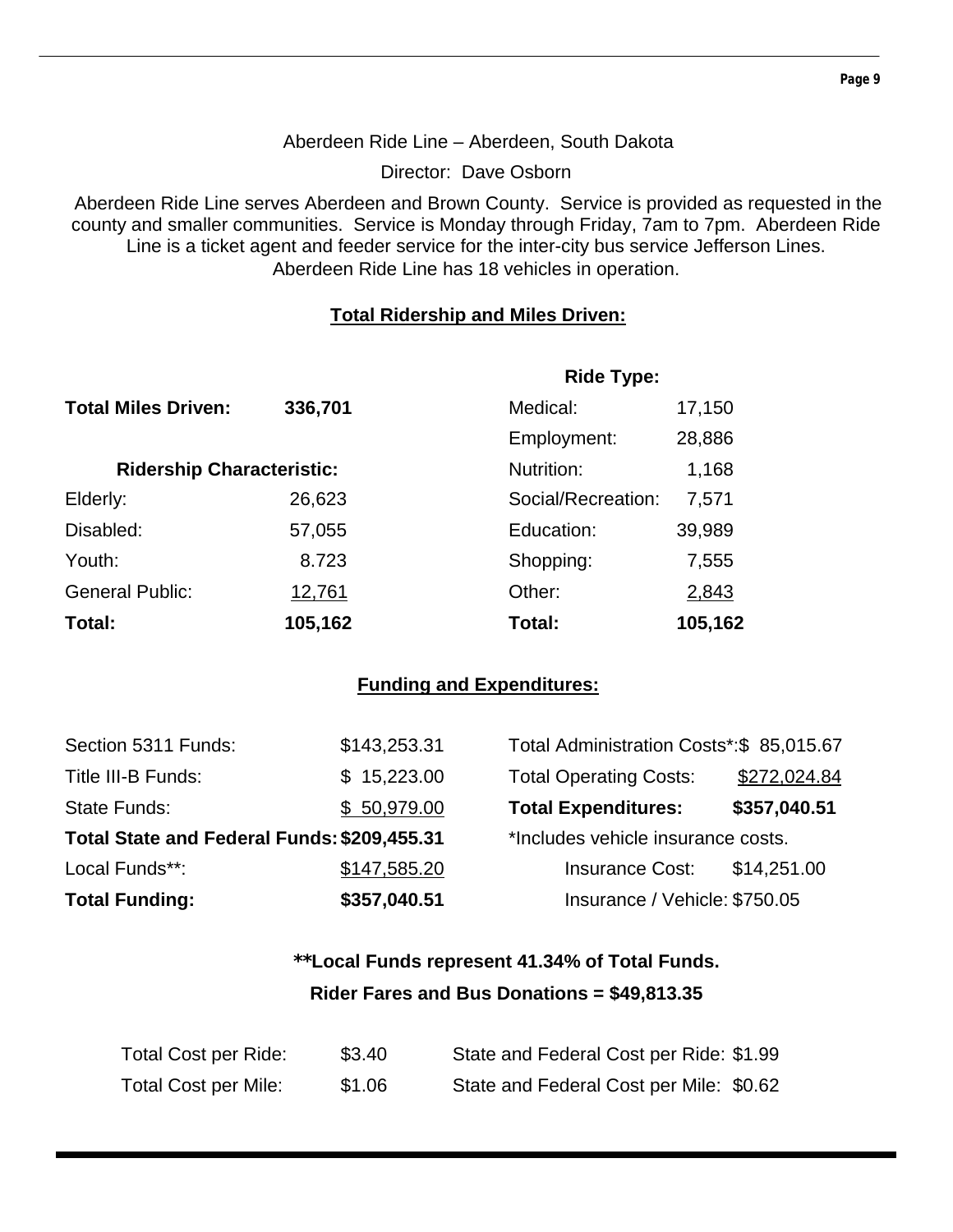Aberdeen Ride Line – Aberdeen, South Dakota

Director: Dave Osborn

Aberdeen Ride Line serves Aberdeen and Brown County. Service is provided as requested in the county and smaller communities. Service is Monday through Friday, 7am to 7pm. Aberdeen Ride Line is a ticket agent and feeder service for the inter-city bus service Jefferson Lines. Aberdeen Ride Line has 18 vehicles in operation.

## Total Ridership and Miles Driven:

**Total Miles Driven:** **336,701**

| **Ridership Characteristic:** | | **Ride Type:** | |
|---|---|---|---|
| | | Medical: | 17,150 |
| | | Employment: | 28,886 |
| | | Nutrition: | 1,168 |
| Elderly: | 26,623 | Social/Recreation: | 7,571 |
| Disabled: | 57,055 | Education: | 39,989 |
| Youth: | 8.723 | Shopping: | 7,555 |
| General Public: | 12,761 | Other: | 2,843 |
| **Total:** | **105,162** | **Total:** | **105,162** |

## Funding and Expenditures:

| | | | |
|---|---|---|---|
| Section 5311 Funds: | $143,253.31 | Total Administration Costs*: | $ 85,015.67 |
| Title III-B Funds: | $ 15,223.00 | Total Operating Costs: | $272,024.84 |
| State Funds: | $ 50,979.00 | **Total Expenditures:** | **$357,040.51** |
| **Total State and Federal Funds:** | **$209,455.31** | *Includes vehicle insurance costs. | |
| Local Funds**: | $147,585.20 | Insurance Cost: | $14,251.00 |
| **Total Funding:** | **$357,040.51** | Insurance / Vehicle: | $750.05 |

**\*\*Local Funds represent 41.34% of Total Funds.**

**Rider Fares and Bus Donations = $49,813.35**

| | | | |
|---|---|---|---|
| Total Cost per Ride: | $3.40 | State and Federal Cost per Ride: | $1.99 |
| Total Cost per Mile: | $1.06 | State and Federal Cost per Mile: | $0.62 |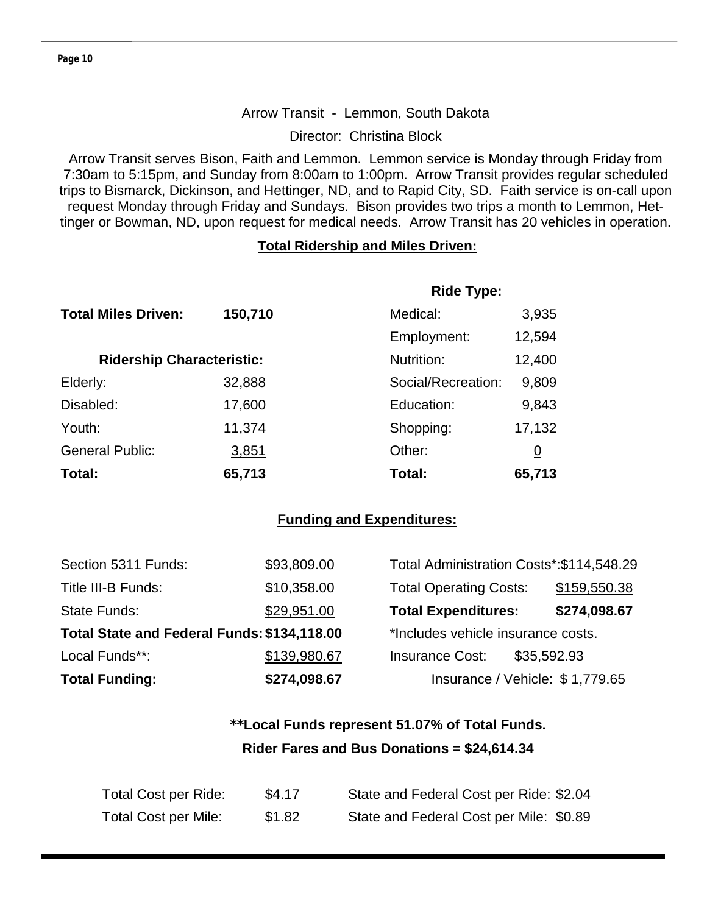Arrow Transit - Lemmon, South Dakota

Director: Christina Block

Arrow Transit serves Bison, Faith and Lemmon. Lemmon service is Monday through Friday from 7:30am to 5:15pm, and Sunday from 8:00am to 1:00pm. Arrow Transit provides regular scheduled trips to Bismarck, Dickinson, and Hettinger, ND, and to Rapid City, SD. Faith service is on-call upon request Monday through Friday and Sundays. Bison provides two trips a month to Lemmon, Hettinger or Bowman, ND, upon request for medical needs. Arrow Transit has 20 vehicles in operation.

**Total Ridership and Miles Driven:**

| | | **Ride Type:** | |
|---|---|---|---|
| **Total Miles Driven:** | **150,710** | Medical: | 3,935 |
| | | Employment: | 12,594 |
| **Ridership Characteristic:** | | Nutrition: | 12,400 |
| Elderly: | 32,888 | Social/Recreation: | 9,809 |
| Disabled: | 17,600 | Education: | 9,843 |
| Youth: | 11,374 | Shopping: | 17,132 |
| General Public: | 3,851 | Other: | 0 |
| **Total:** | **65,713** | **Total:** | **65,713** |

**Funding and Expenditures:**

| | | | |
|---|---|---|---|
| Section 5311 Funds: | $93,809.00 | Total Administration Costs*: | $114,548.29 |
| Title III-B Funds: | $10,358.00 | Total Operating Costs: | $159,550.38 |
| State Funds: | $29,951.00 | **Total Expenditures:** | **$274,098.67** |
| **Total State and Federal Funds:** | **$134,118.00** | *Includes vehicle insurance costs. | |
| Local Funds**: | $139,980.67 | Insurance Cost: | $35,592.93 |
| **Total Funding:** | **$274,098.67** | Insurance / Vehicle: | $ 1,779.65 |

**\*\*Local Funds represent 51.07% of Total Funds.**

**Rider Fares and Bus Donations = $24,614.34**

| | | | |
|---|---|---|---|
| Total Cost per Ride: | $4.17 | State and Federal Cost per Ride: | $2.04 |
| Total Cost per Mile: | $1.82 | State and Federal Cost per Mile: | $0.89 |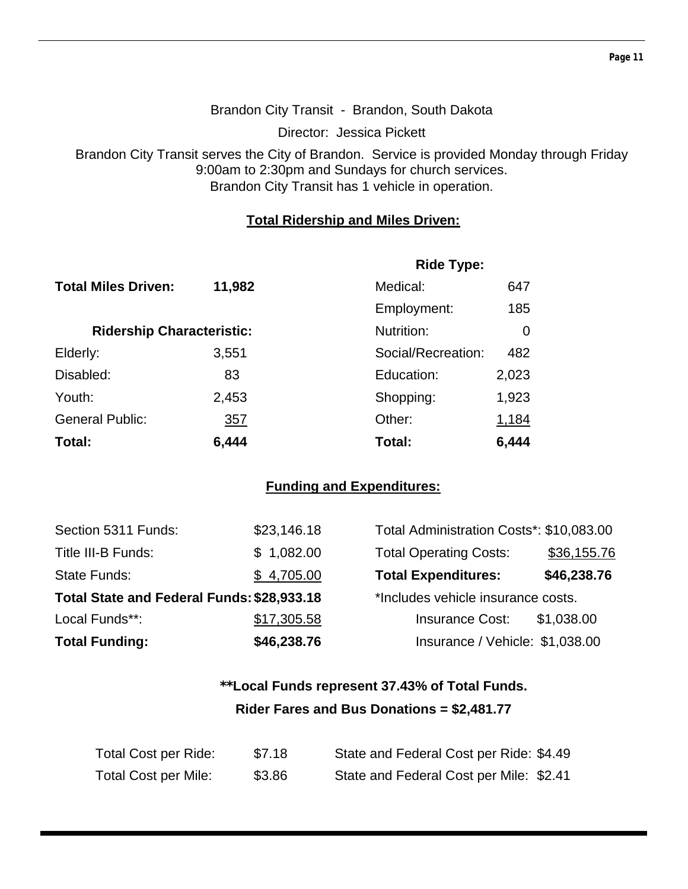Brandon City Transit - Brandon, South Dakota

Director: Jessica Pickett

Brandon City Transit serves the City of Brandon. Service is provided Monday through Friday 9:00am to 2:30pm and Sundays for church services.
Brandon City Transit has 1 vehicle in operation.

## Total Ridership and Miles Driven:

**Total Miles Driven:** **11,982**

| Ridership Characteristic: | |
|---|---|
| Elderly: | 3,551 |
| Disabled: | 83 |
| Youth: | 2,453 |
| General Public: | 357 |
| **Total:** | **6,444** |

| Ride Type: | |
|---|---|
| Medical: | 647 |
| Employment: | 185 |
| Nutrition: | 0 |
| Social/Recreation: | 482 |
| Education: | 2,023 |
| Shopping: | 1,923 |
| Other: | 1,184 |
| **Total:** | **6,444** |

## Funding and Expenditures:

| | |
|---|---|
| Section 5311 Funds: | $23,146.18 |
| Title III-B Funds: | $ 1,082.00 |
| State Funds: | $ 4,705.00 |
| **Total State and Federal Funds:** | **$28,933.18** |
| Local Funds**: | $17,305.58 |
| **Total Funding:** | **$46,238.76** |

| | |
|---|---|
| Total Administration Costs*: | $10,083.00 |
| Total Operating Costs: | $36,155.76 |
| **Total Expenditures:** | **$46,238.76** |

*Includes vehicle insurance costs.

| | |
|---|---|
| Insurance Cost: | $1,038.00 |
| Insurance / Vehicle: | $1,038.00 |

**\*\*Local Funds represent 37.43% of Total Funds.**

**Rider Fares and Bus Donations = $2,481.77**

| | | | |
|---|---|---|---|
| Total Cost per Ride: | $7.18 | State and Federal Cost per Ride: | $4.49 |
| Total Cost per Mile: | $3.86 | State and Federal Cost per Mile: | $2.41 |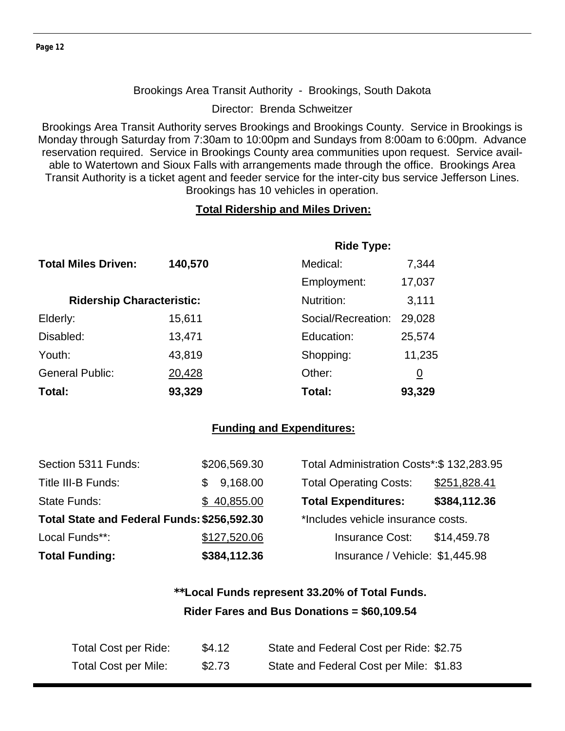Brookings Area Transit Authority - Brookings, South Dakota

Director: Brenda Schweitzer

Brookings Area Transit Authority serves Brookings and Brookings County. Service in Brookings is Monday through Saturday from 7:30am to 10:00pm and Sundays from 8:00am to 6:00pm. Advance reservation required. Service in Brookings County area communities upon request. Service available to Watertown and Sioux Falls with arrangements made through the office. Brookings Area Transit Authority is a ticket agent and feeder service for the inter-city bus service Jefferson Lines. Brookings has 10 vehicles in operation.

**Total Ridership and Miles Driven:**

**Total Miles Driven:** **140,570**

| **Ridership Characteristic:** | |
|---|---|
| Elderly: | 15,611 |
| Disabled: | 13,471 |
| Youth: | 43,819 |
| General Public: | 20,428 |
| **Total:** | **93,329** |

| **Ride Type:** | |
|---|---|
| Medical: | 7,344 |
| Employment: | 17,037 |
| Nutrition: | 3,111 |
| Social/Recreation: | 29,028 |
| Education: | 25,574 |
| Shopping: | 11,235 |
| Other: | 0 |
| **Total:** | **93,329** |

**Funding and Expenditures:**

| | |
|---|---|
| Section 5311 Funds: | $206,569.30 |
| Title III-B Funds: | $ 9,168.00 |
| State Funds: | $ 40,855.00 |
| **Total State and Federal Funds:** | **$256,592.30** |
| Local Funds**: | $127,520.06 |
| **Total Funding:** | **$384,112.36** |

| | |
|---|---|
| Total Administration Costs*: | $ 132,283.95 |
| Total Operating Costs: | $251,828.41 |
| **Total Expenditures:** | **$384,112.36** |

*Includes vehicle insurance costs.

Insurance Cost: $14,459.78

Insurance / Vehicle: $1,445.98

****Local Funds represent 33.20% of Total Funds.**

**Rider Fares and Bus Donations = $60,109.54**

| | | | |
|---|---|---|---|
| Total Cost per Ride: | $4.12 | State and Federal Cost per Ride: | $2.75 |
| Total Cost per Mile: | $2.73 | State and Federal Cost per Mile: | $1.83 |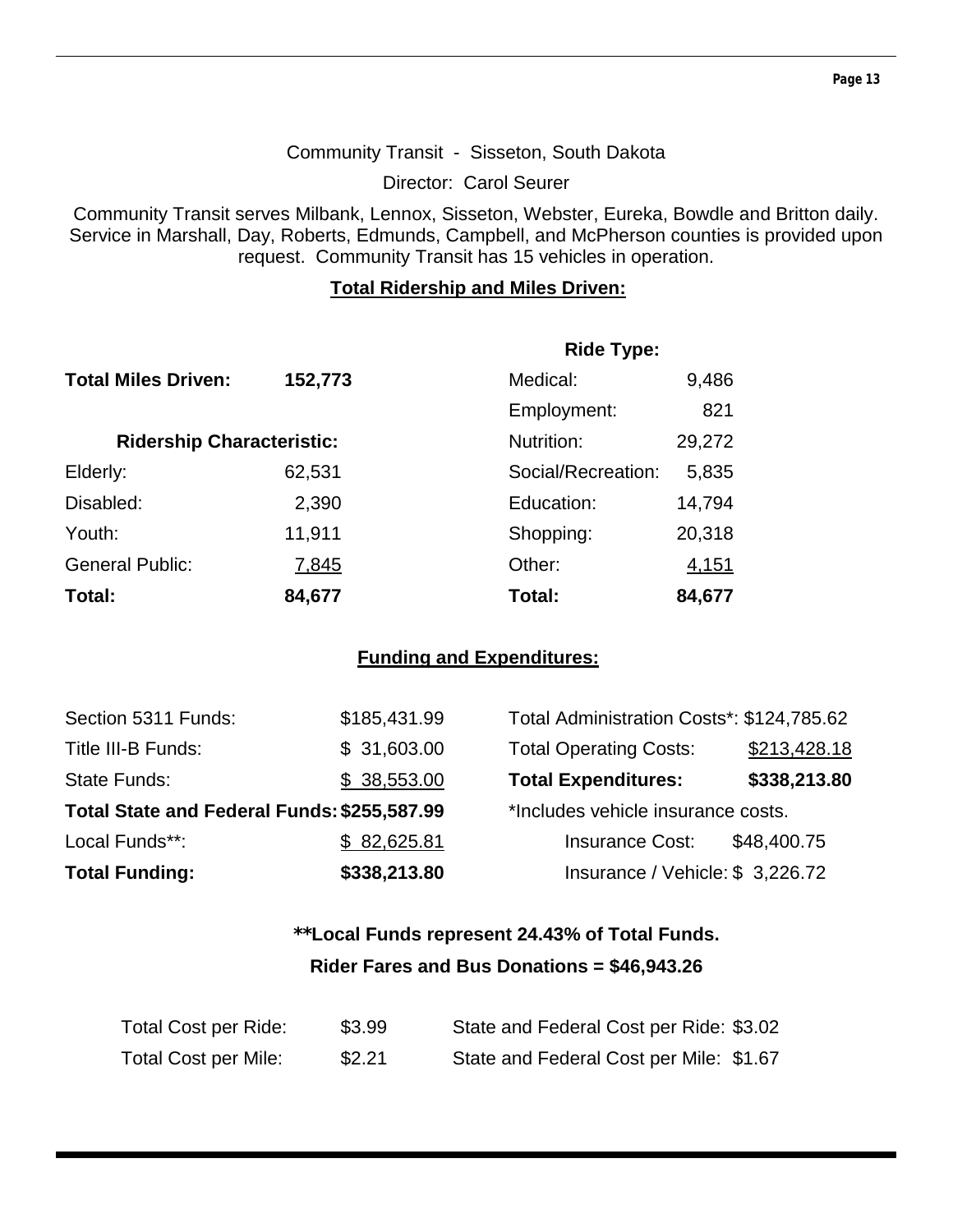Community Transit - Sisseton, South Dakota

Director: Carol Seurer

Community Transit serves Milbank, Lennox, Sisseton, Webster, Eureka, Bowdle and Britton daily. Service in Marshall, Day, Roberts, Edmunds, Campbell, and McPherson counties is provided upon request. Community Transit has 15 vehicles in operation.

**Total Ridership and Miles Driven:**

**Total Miles Driven:** **152,773**

| Ridership Characteristic: | |
|---|---|
| Elderly: | 62,531 |
| Disabled: | 2,390 |
| Youth: | 11,911 |
| General Public: | 7,845 |
| **Total:** | **84,677** |

| Ride Type: | |
|---|---|
| Medical: | 9,486 |
| Employment: | 821 |
| Nutrition: | 29,272 |
| Social/Recreation: | 5,835 |
| Education: | 14,794 |
| Shopping: | 20,318 |
| Other: | 4,151 |
| **Total:** | **84,677** |

**Funding and Expenditures:**

| Funding | |
|---|---|
| Section 5311 Funds: | $185,431.99 |
| Title III-B Funds: | $ 31,603.00 |
| State Funds: | $ 38,553.00 |
| **Total State and Federal Funds:** | **$255,587.99** |
| Local Funds**: | $ 82,625.81 |
| **Total Funding:** | **$338,213.80** |

| Expenditures | |
|---|---|
| Total Administration Costs*: | $124,785.62 |
| Total Operating Costs: | $213,428.18 |
| **Total Expenditures:** | **$338,213.80** |

*Includes vehicle insurance costs.

| | |
|---|---|
| Insurance Cost: | $48,400.75 |
| Insurance / Vehicle: | $ 3,226.72 |

****Local Funds represent 24.43% of Total Funds.**

**Rider Fares and Bus Donations = $46,943.26**

| | | | |
|---|---|---|---|
| Total Cost per Ride: | $3.99 | State and Federal Cost per Ride: | $3.02 |
| Total Cost per Mile: | $2.21 | State and Federal Cost per Mile: | $1.67 |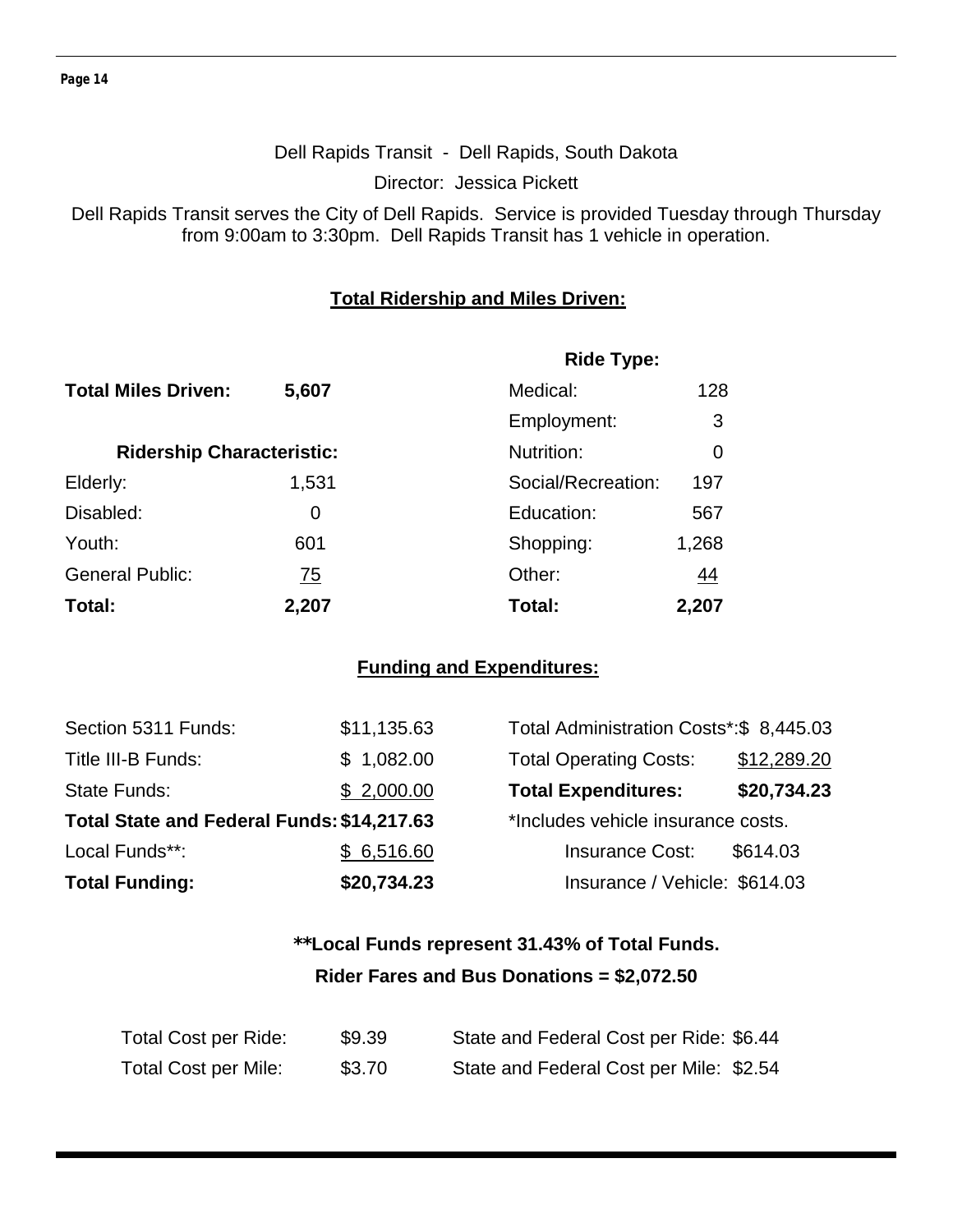Dell Rapids Transit - Dell Rapids, South Dakota

Director: Jessica Pickett

Dell Rapids Transit serves the City of Dell Rapids. Service is provided Tuesday through Thursday from 9:00am to 3:30pm. Dell Rapids Transit has 1 vehicle in operation.

## Total Ridership and Miles Driven:

**Total Miles Driven:** **5,607**

| **Ridership Characteristic:** | |
|---|---|
| Elderly: | 1,531 |
| Disabled: | 0 |
| Youth: | 601 |
| General Public: | 75 |
| **Total:** | **2,207** |

| **Ride Type:** | |
|---|---|
| Medical: | 128 |
| Employment: | 3 |
| Nutrition: | 0 |
| Social/Recreation: | 197 |
| Education: | 567 |
| Shopping: | 1,268 |
| Other: | 44 |
| **Total:** | **2,207** |

## Funding and Expenditures:

| | |
|---|---|
| Section 5311 Funds: | $11,135.63 |
| Title III-B Funds: | $ 1,082.00 |
| State Funds: | $ 2,000.00 |
| **Total State and Federal Funds:** | **$14,217.63** |
| Local Funds**: | $ 6,516.60 |
| **Total Funding:** | **$20,734.23** |

| | |
|---|---|
| Total Administration Costs*: | $ 8,445.03 |
| Total Operating Costs: | $12,289.20 |
| **Total Expenditures:** | **$20,734.23** |

*Includes vehicle insurance costs.

| | |
|---|---|
| Insurance Cost: | $614.03 |
| Insurance / Vehicle: | $614.03 |

**\*\*Local Funds represent 31.43% of Total Funds.**

**Rider Fares and Bus Donations = $2,072.50**

| | | | |
|---|---|---|---|
| Total Cost per Ride: | $9.39 | State and Federal Cost per Ride: | $6.44 |
| Total Cost per Mile: | $3.70 | State and Federal Cost per Mile: | $2.54 |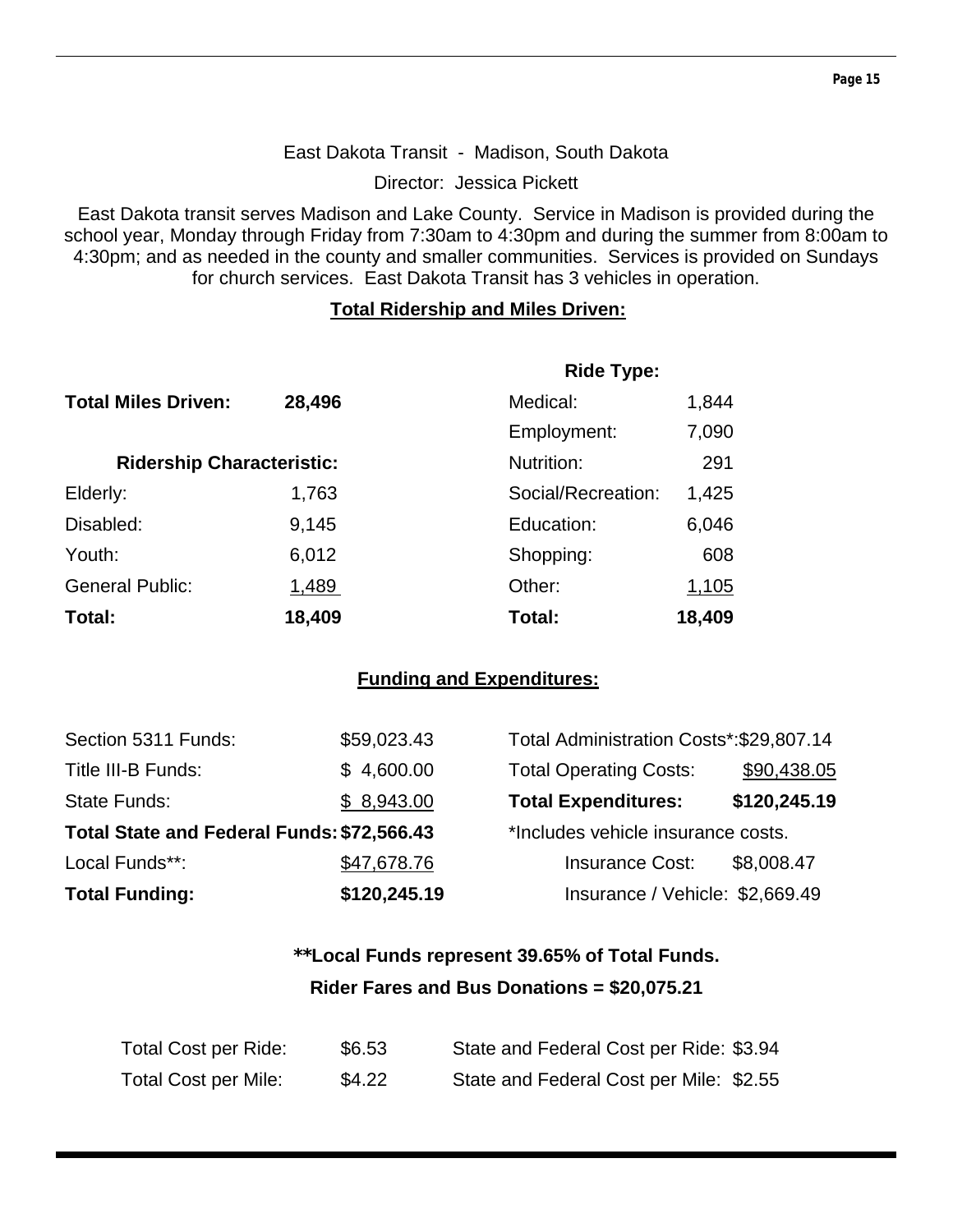East Dakota Transit - Madison, South Dakota

Director: Jessica Pickett

East Dakota transit serves Madison and Lake County. Service in Madison is provided during the school year, Monday through Friday from 7:30am to 4:30pm and during the summer from 8:00am to 4:30pm; and as needed in the county and smaller communities. Services is provided on Sundays for church services. East Dakota Transit has 3 vehicles in operation.

**Total Ridership and Miles Driven:**

**Total Miles Driven:** **28,496**

| **Ridership Characteristic:** | |
|---|---|
| Elderly: | 1,763 |
| Disabled: | 9,145 |
| Youth: | 6,012 |
| General Public: | 1,489 |
| **Total:** | **18,409** |

| **Ride Type:** | |
|---|---|
| Medical: | 1,844 |
| Employment: | 7,090 |
| Nutrition: | 291 |
| Social/Recreation: | 1,425 |
| Education: | 6,046 |
| Shopping: | 608 |
| Other: | 1,105 |
| **Total:** | **18,409** |

**Funding and Expenditures:**

| Funding | |
|---|---|
| Section 5311 Funds: | $59,023.43 |
| Title III-B Funds: | $ 4,600.00 |
| State Funds: | $ 8,943.00 |
| **Total State and Federal Funds:** | **$72,566.43** |
| Local Funds**: | $47,678.76 |
| **Total Funding:** | **$120,245.19** |

| Expenditures | |
|---|---|
| Total Administration Costs*: | $29,807.14 |
| Total Operating Costs: | $90,438.05 |
| **Total Expenditures:** | **$120,245.19** |

*Includes vehicle insurance costs.

| | |
|---|---|
| Insurance Cost: | $8,008.47 |
| Insurance / Vehicle: | $2,669.49 |

**\*\*Local Funds represent 39.65% of Total Funds.**

**Rider Fares and Bus Donations = $20,075.21**

| | | | |
|---|---|---|---|
| Total Cost per Ride: | $6.53 | State and Federal Cost per Ride: | $3.94 |
| Total Cost per Mile: | $4.22 | State and Federal Cost per Mile: | $2.55 |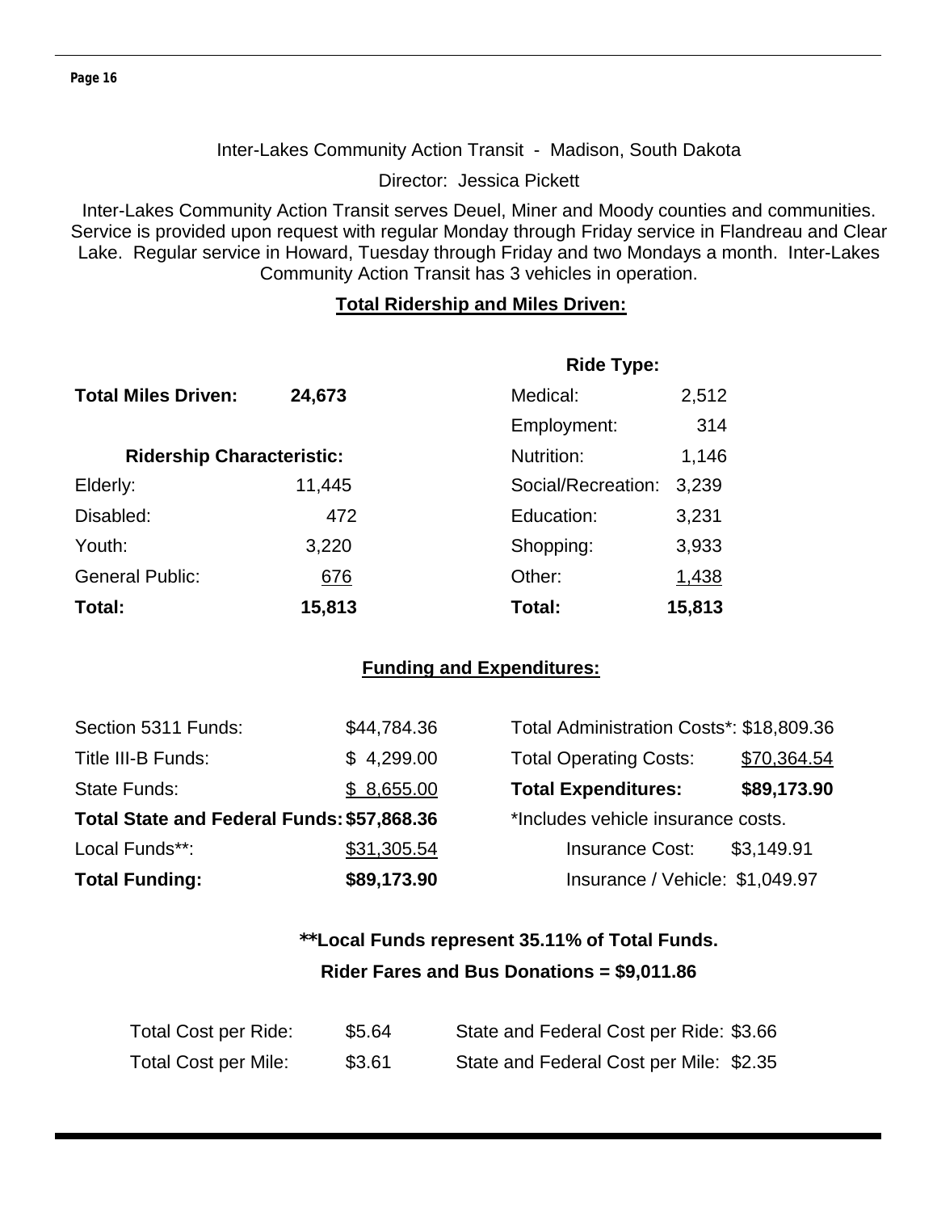Inter-Lakes Community Action Transit - Madison, South Dakota

Director: Jessica Pickett

Inter-Lakes Community Action Transit serves Deuel, Miner and Moody counties and communities. Service is provided upon request with regular Monday through Friday service in Flandreau and Clear Lake. Regular service in Howard, Tuesday through Friday and two Mondays a month. Inter-Lakes Community Action Transit has 3 vehicles in operation.

**Total Ridership and Miles Driven:**

**Total Miles Driven: 24,673**

| Ridership Characteristic: | |
|---|---|
| Elderly: | 11,445 |
| Disabled: | 472 |
| Youth: | 3,220 |
| General Public: | 676 |
| **Total:** | **15,813** |

| Ride Type: | |
|---|---|
| Medical: | 2,512 |
| Employment: | 314 |
| Nutrition: | 1,146 |
| Social/Recreation: | 3,239 |
| Education: | 3,231 |
| Shopping: | 3,933 |
| Other: | 1,438 |
| **Total:** | **15,813** |

**Funding and Expenditures:**

| Funding | |
|---|---|
| Section 5311 Funds: | $44,784.36 |
| Title III-B Funds: | $ 4,299.00 |
| State Funds: | $ 8,655.00 |
| **Total State and Federal Funds:** | **$57,868.36** |
| Local Funds**: | $31,305.54 |
| **Total Funding:** | **$89,173.90** |

| Expenditures | |
|---|---|
| Total Administration Costs*: | $18,809.36 |
| Total Operating Costs: | $70,364.54 |
| **Total Expenditures:** | **$89,173.90** |

*Includes vehicle insurance costs.

| | |
|---|---|
| Insurance Cost: | $3,149.91 |
| Insurance / Vehicle: | $1,049.97 |

**\*\*Local Funds represent 35.11% of Total Funds.**

**Rider Fares and Bus Donations = $9,011.86**

| | | | |
|---|---|---|---|
| Total Cost per Ride: | $5.64 | State and Federal Cost per Ride: | $3.66 |
| Total Cost per Mile: | $3.61 | State and Federal Cost per Mile: | $2.35 |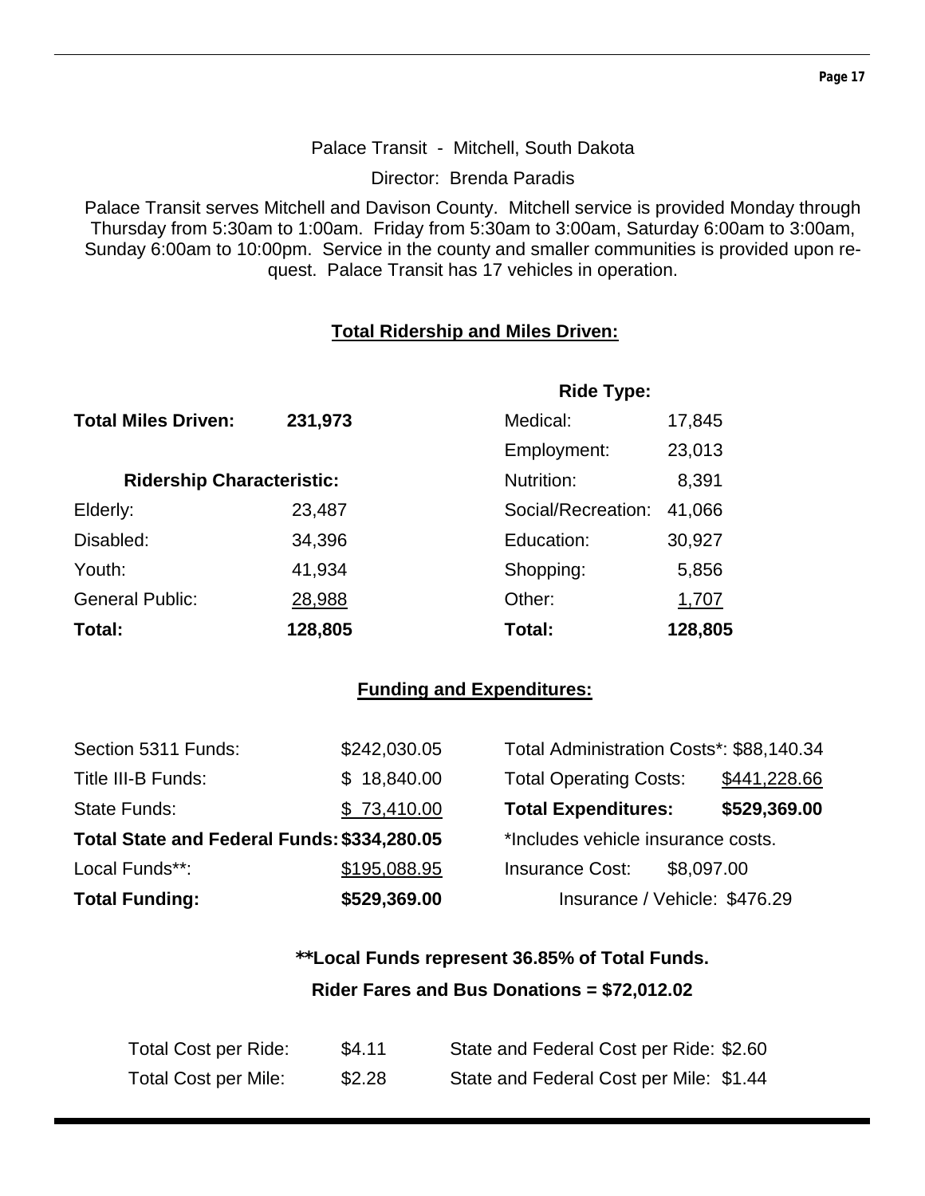Palace Transit - Mitchell, South Dakota

Director: Brenda Paradis

Palace Transit serves Mitchell and Davison County. Mitchell service is provided Monday through Thursday from 5:30am to 1:00am. Friday from 5:30am to 3:00am, Saturday 6:00am to 3:00am, Sunday 6:00am to 10:00pm. Service in the county and smaller communities is provided upon request. Palace Transit has 17 vehicles in operation.

## Total Ridership and Miles Driven:

**Total Miles Driven:** **231,973**

| Ridership Characteristic: | | Ride Type: | |
|---|---|---|---|
| Elderly: | 23,487 | Medical: | 17,845 |
| Disabled: | 34,396 | Employment: | 23,013 |
| Youth: | 41,934 | Nutrition: | 8,391 |
| General Public: | 28,988 | Social/Recreation: | 41,066 |
| | | Education: | 30,927 |
| | | Shopping: | 5,856 |
| | | Other: | 1,707 |
| **Total:** | **128,805** | **Total:** | **128,805** |

## Funding and Expenditures:

| | | | |
|---|---|---|---|
| Section 5311 Funds: | $242,030.05 | Total Administration Costs*: | $88,140.34 |
| Title III-B Funds: | $ 18,840.00 | Total Operating Costs: | $441,228.66 |
| State Funds: | $ 73,410.00 | **Total Expenditures:** | **$529,369.00** |
| **Total State and Federal Funds:** | **$334,280.05** | *Includes vehicle insurance costs. | |
| Local Funds**: | $195,088.95 | Insurance Cost: | $8,097.00 |
| **Total Funding:** | **$529,369.00** | Insurance / Vehicle: | $476.29 |

**Local Funds represent 36.85% of Total Funds.**

**Rider Fares and Bus Donations = $72,012.02**

| | | | |
|---|---|---|---|
| Total Cost per Ride: | $4.11 | State and Federal Cost per Ride: | $2.60 |
| Total Cost per Mile: | $2.28 | State and Federal Cost per Mile: | $1.44 |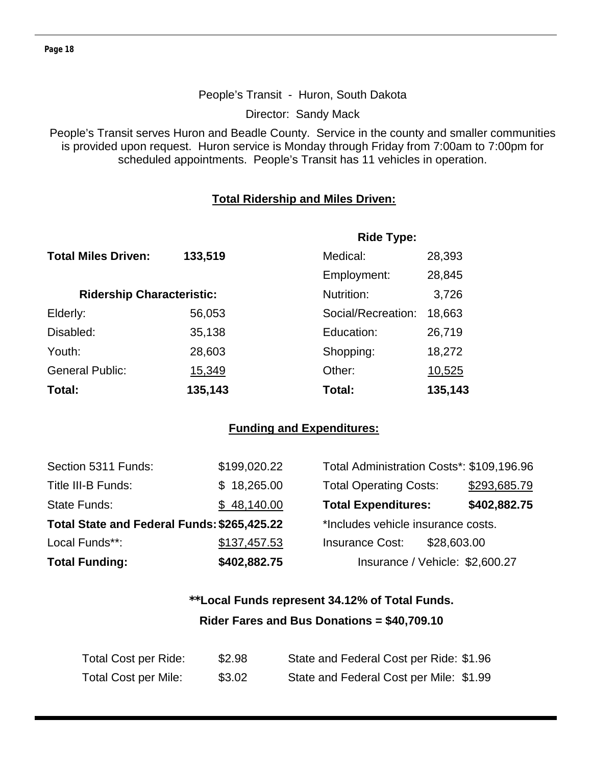People's Transit - Huron, South Dakota

Director: Sandy Mack

People's Transit serves Huron and Beadle County. Service in the county and smaller communities is provided upon request. Huron service is Monday through Friday from 7:00am to 7:00pm for scheduled appointments. People's Transit has 11 vehicles in operation.

## Total Ridership and Miles Driven:

| | | **Ride Type:** | |
|---|---|---|---|
| **Total Miles Driven:** | **133,519** | Medical: | 28,393 |
| | | Employment: | 28,845 |
| **Ridership Characteristic:** | | Nutrition: | 3,726 |
| Elderly: | 56,053 | Social/Recreation: | 18,663 |
| Disabled: | 35,138 | Education: | 26,719 |
| Youth: | 28,603 | Shopping: | 18,272 |
| General Public: | 15,349 | Other: | 10,525 |
| **Total:** | **135,143** | **Total:** | **135,143** |

## Funding and Expenditures:

| | | | |
|---|---|---|---|
| Section 5311 Funds: | $199,020.22 | Total Administration Costs*: | $109,196.96 |
| Title III-B Funds: | $ 18,265.00 | Total Operating Costs: | $293,685.79 |
| State Funds: | $ 48,140.00 | **Total Expenditures:** | **$402,882.75** |
| **Total State and Federal Funds:** | **$265,425.22** | *Includes vehicle insurance costs. | |
| Local Funds**: | $137,457.53 | Insurance Cost: | $28,603.00 |
| **Total Funding:** | **$402,882.75** | Insurance / Vehicle: | $2,600.27 |

**\*\*Local Funds represent 34.12% of Total Funds.**

**Rider Fares and Bus Donations = $40,709.10**

| | | | |
|---|---|---|---|
| Total Cost per Ride: | $2.98 | State and Federal Cost per Ride: | $1.96 |
| Total Cost per Mile: | $3.02 | State and Federal Cost per Mile: | $1.99 |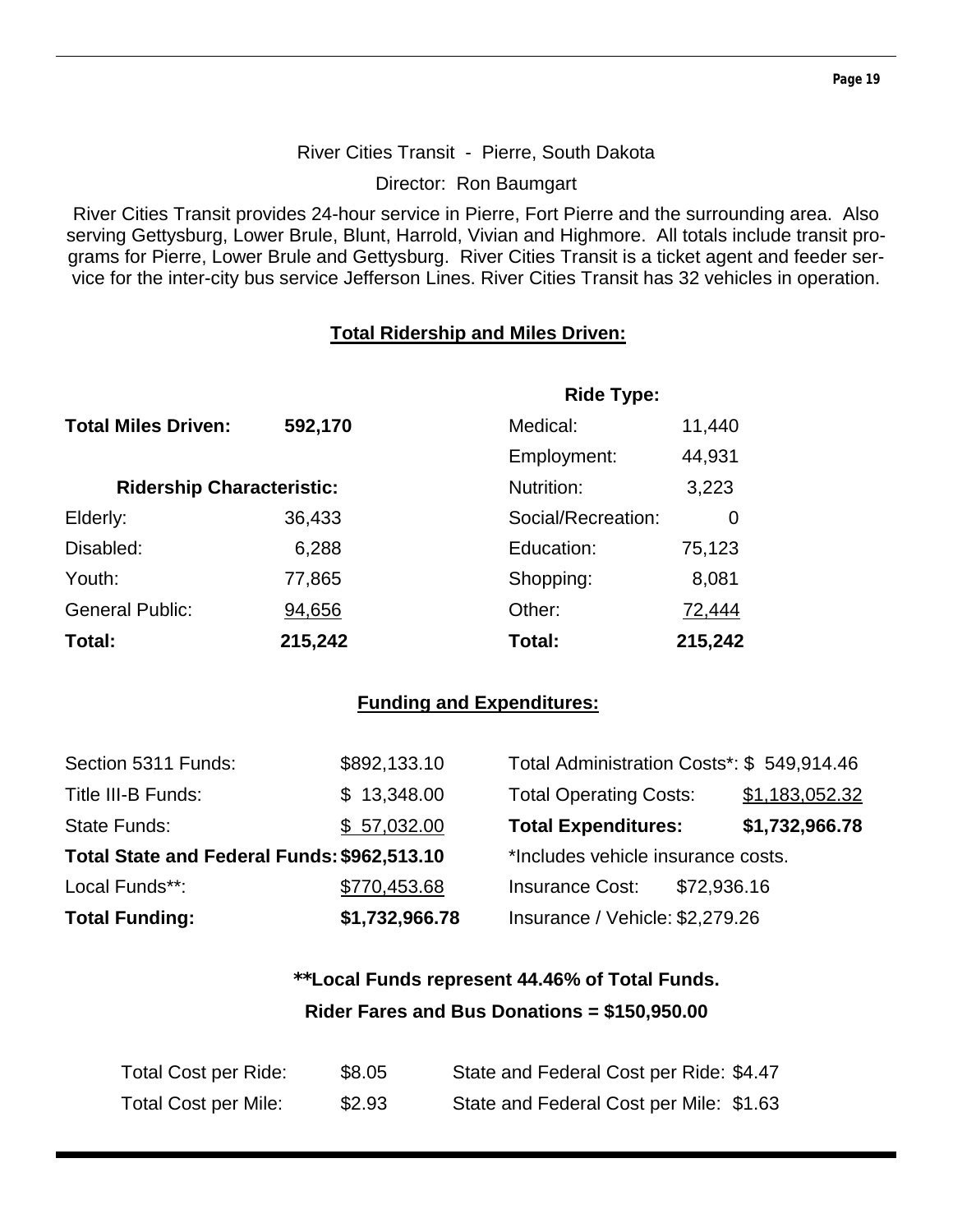River Cities Transit - Pierre, South Dakota

Director: Ron Baumgart

River Cities Transit provides 24-hour service in Pierre, Fort Pierre and the surrounding area. Also serving Gettysburg, Lower Brule, Blunt, Harrold, Vivian and Highmore. All totals include transit programs for Pierre, Lower Brule and Gettysburg. River Cities Transit is a ticket agent and feeder service for the inter-city bus service Jefferson Lines. River Cities Transit has 32 vehicles in operation.

## Total Ridership and Miles Driven:

**Total Miles Driven:** **592,170**

| **Ridership Characteristic:** | |
|---|---|
| Elderly: | 36,433 |
| Disabled: | 6,288 |
| Youth: | 77,865 |
| General Public: | 94,656 |
| **Total:** | **215,242** |

| **Ride Type:** | |
|---|---|
| Medical: | 11,440 |
| Employment: | 44,931 |
| Nutrition: | 3,223 |
| Social/Recreation: | 0 |
| Education: | 75,123 |
| Shopping: | 8,081 |
| Other: | 72,444 |
| **Total:** | **215,242** |

## Funding and Expenditures:

| | |
|---|---|
| Section 5311 Funds: | $892,133.10 |
| Title III-B Funds: | $ 13,348.00 |
| State Funds: | $ 57,032.00 |
| **Total State and Federal Funds:** | **$962,513.10** |
| Local Funds**: | $770,453.68 |
| **Total Funding:** | **$1,732,966.78** |

| | |
|---|---|
| Total Administration Costs*: | $ 549,914.46 |
| Total Operating Costs: | $1,183,052.32 |
| **Total Expenditures:** | **$1,732,966.78** |

*Includes vehicle insurance costs.

Insurance Cost: $72,936.16

Insurance / Vehicle: $2,279.26

**\*\*Local Funds represent 44.46% of Total Funds.**

**Rider Fares and Bus Donations = $150,950.00**

| | | | |
|---|---|---|---|
| Total Cost per Ride: | $8.05 | State and Federal Cost per Ride: | $4.47 |
| Total Cost per Mile: | $2.93 | State and Federal Cost per Mile: | $1.63 |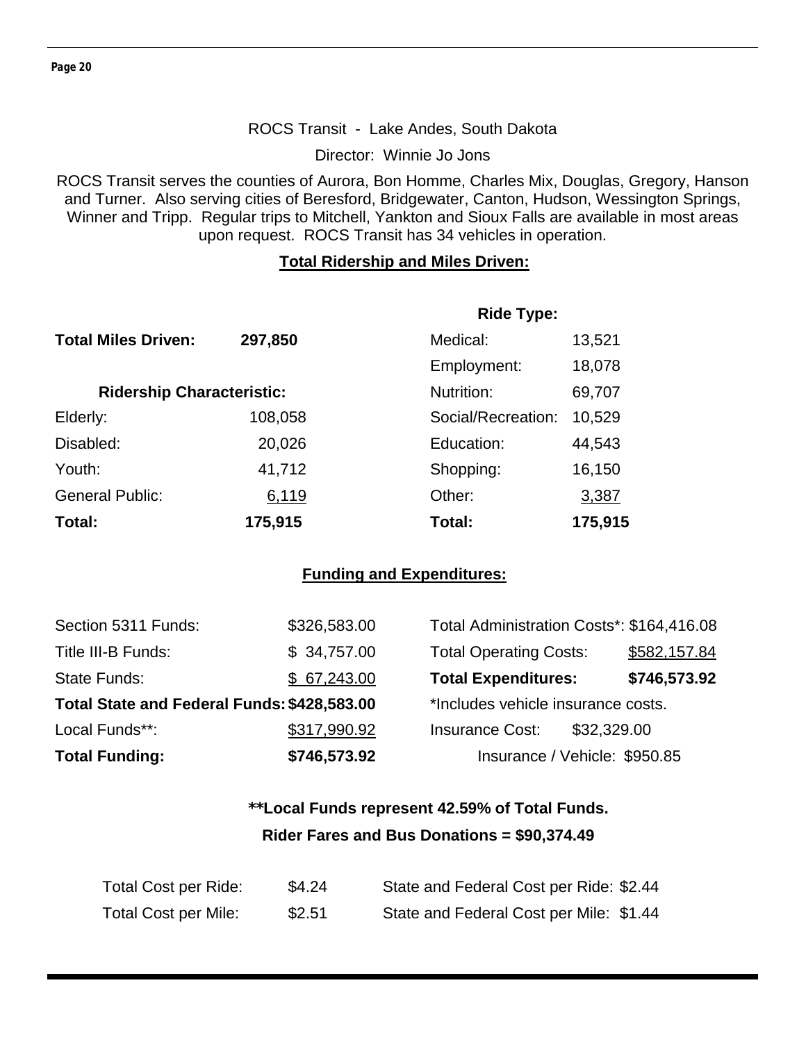ROCS Transit - Lake Andes, South Dakota

Director: Winnie Jo Jons

ROCS Transit serves the counties of Aurora, Bon Homme, Charles Mix, Douglas, Gregory, Hanson and Turner. Also serving cities of Beresford, Bridgewater, Canton, Hudson, Wessington Springs, Winner and Tripp. Regular trips to Mitchell, Yankton and Sioux Falls are available in most areas upon request. ROCS Transit has 34 vehicles in operation.

## Total Ridership and Miles Driven:

**Total Miles Driven: 297,850**

| Ridership Characteristic: | | Ride Type: | |
|---|---|---|---|
| Elderly: | 108,058 | Medical: | 13,521 |
| Disabled: | 20,026 | Employment: | 18,078 |
| Youth: | 41,712 | Nutrition: | 69,707 |
| General Public: | 6,119 | Social/Recreation: | 10,529 |
| | | Education: | 44,543 |
| | | Shopping: | 16,150 |
| | | Other: | 3,387 |
| **Total:** | **175,915** | **Total:** | **175,915** |

## Funding and Expenditures:

| | | | |
|---|---|---|---|
| Section 5311 Funds: | $326,583.00 | Total Administration Costs*: | $164,416.08 |
| Title III-B Funds: | $ 34,757.00 | Total Operating Costs: | $582,157.84 |
| State Funds: | $ 67,243.00 | **Total Expenditures:** | **$746,573.92** |
| **Total State and Federal Funds:** | **$428,583.00** | *Includes vehicle insurance costs. | |
| Local Funds**: | $317,990.92 | Insurance Cost: | $32,329.00 |
| **Total Funding:** | **$746,573.92** | Insurance / Vehicle: | $950.85 |

**\*\*Local Funds represent 42.59% of Total Funds.**

**Rider Fares and Bus Donations = $90,374.49**

| | | | |
|---|---|---|---|
| Total Cost per Ride: | $4.24 | State and Federal Cost per Ride: | $2.44 |
| Total Cost per Mile: | $2.51 | State and Federal Cost per Mile: | $1.44 |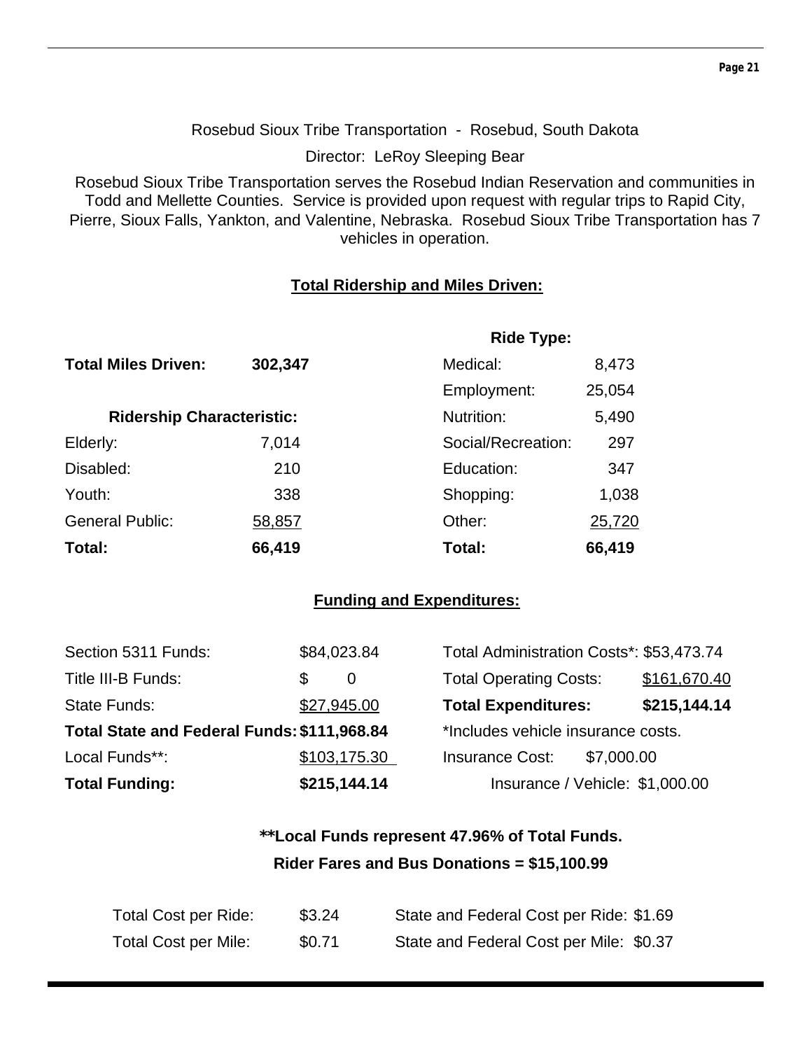Rosebud Sioux Tribe Transportation - Rosebud, South Dakota

Director: LeRoy Sleeping Bear

Rosebud Sioux Tribe Transportation serves the Rosebud Indian Reservation and communities in Todd and Mellette Counties. Service is provided upon request with regular trips to Rapid City, Pierre, Sioux Falls, Yankton, and Valentine, Nebraska. Rosebud Sioux Tribe Transportation has 7 vehicles in operation.

## Total Ridership and Miles Driven:

**Total Miles Driven:** **302,347**

| **Ridership Characteristic:** | | **Ride Type:** | |
|---|---|---|---|
| | | Medical: | 8,473 |
| | | Employment: | 25,054 |
| | | Nutrition: | 5,490 |
| Elderly: | 7,014 | Social/Recreation: | 297 |
| Disabled: | 210 | Education: | 347 |
| Youth: | 338 | Shopping: | 1,038 |
| General Public: | 58,857 | Other: | 25,720 |
| **Total:** | **66,419** | **Total:** | **66,419** |

## Funding and Expenditures:

| | | | |
|---|---|---|---|
| Section 5311 Funds: | $84,023.84 | Total Administration Costs*: | $53,473.74 |
| Title III-B Funds: | $ 0 | Total Operating Costs: | $161,670.40 |
| State Funds: | $27,945.00 | **Total Expenditures:** | **$215,144.14** |
| **Total State and Federal Funds:** | **$111,968.84** | *Includes vehicle insurance costs. | |
| Local Funds**: | $103,175.30 | Insurance Cost: | $7,000.00 |
| **Total Funding:** | **$215,144.14** | Insurance / Vehicle: | $1,000.00 |

**\*\*Local Funds represent 47.96% of Total Funds.**

**Rider Fares and Bus Donations = $15,100.99**

| | | | |
|---|---|---|---|
| Total Cost per Ride: | $3.24 | State and Federal Cost per Ride: | $1.69 |
| Total Cost per Mile: | $0.71 | State and Federal Cost per Mile: | $0.37 |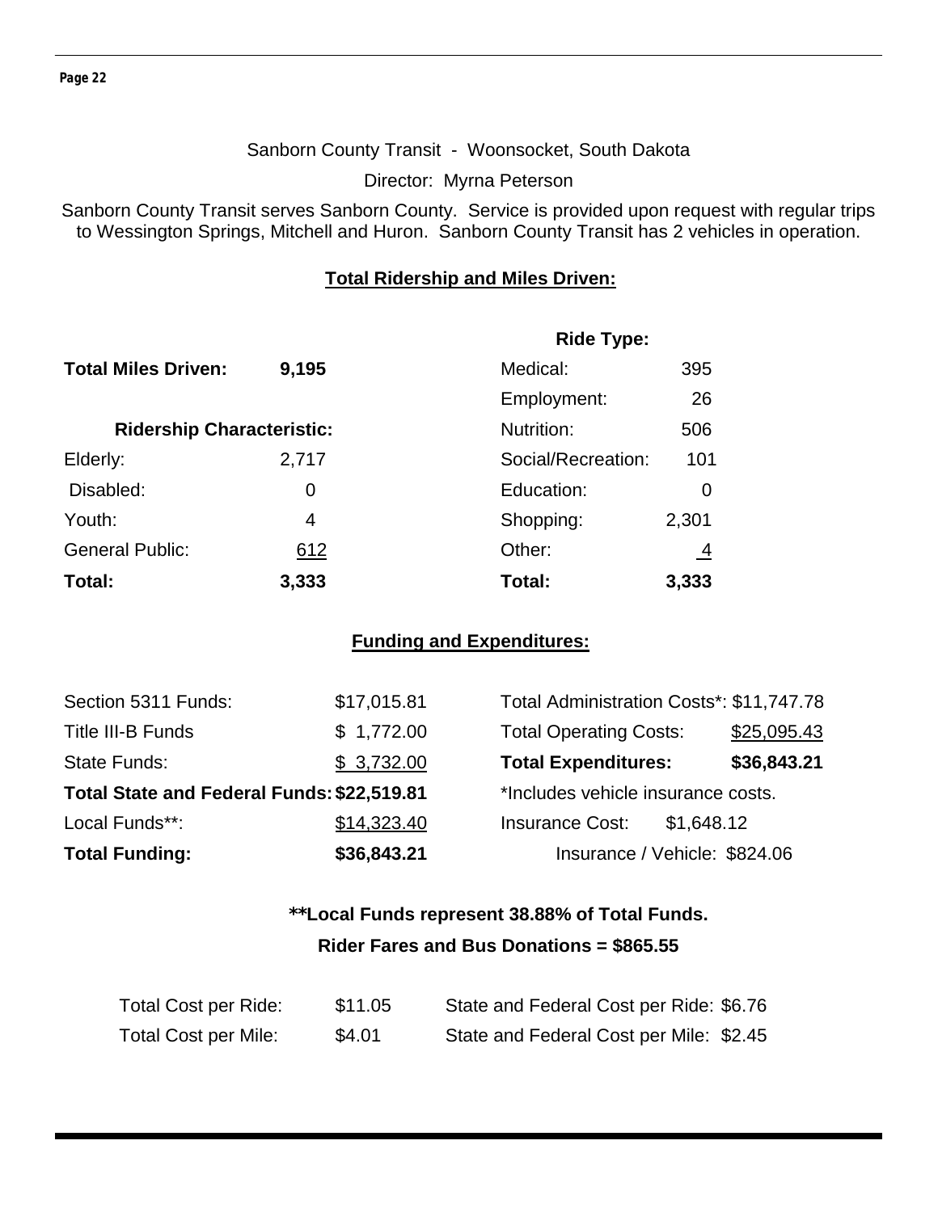Sanborn County Transit - Woonsocket, South Dakota

Director: Myrna Peterson

Sanborn County Transit serves Sanborn County. Service is provided upon request with regular trips to Wessington Springs, Mitchell and Huron. Sanborn County Transit has 2 vehicles in operation.

## Total Ridership and Miles Driven:

**Total Miles Driven:** **9,195**

| Ridership Characteristic: | |
|---|---|
| Elderly: | 2,717 |
| Disabled: | 0 |
| Youth: | 4 |
| General Public: | 612 |
| **Total:** | **3,333** |

| Ride Type: | |
|---|---|
| Medical: | 395 |
| Employment: | 26 |
| Nutrition: | 506 |
| Social/Recreation: | 101 |
| Education: | 0 |
| Shopping: | 2,301 |
| Other: | 4 |
| **Total:** | **3,333** |

## Funding and Expenditures:

| | |
|---|---|
| Section 5311 Funds: | $17,015.81 |
| Title III-B Funds | $ 1,772.00 |
| State Funds: | $ 3,732.00 |
| **Total State and Federal Funds:** | **$22,519.81** |
| Local Funds**: | $14,323.40 |
| **Total Funding:** | **$36,843.21** |

| | |
|---|---|
| Total Administration Costs*: | $11,747.78 |
| Total Operating Costs: | $25,095.43 |
| **Total Expenditures:** | **$36,843.21** |

*Includes vehicle insurance costs.

Insurance Cost: $1,648.12

Insurance / Vehicle: $824.06

**\*\*Local Funds represent 38.88% of Total Funds.**

**Rider Fares and Bus Donations = $865.55**

| | | | |
|---|---|---|---|
| Total Cost per Ride: | $11.05 | State and Federal Cost per Ride: | $6.76 |
| Total Cost per Mile: | $4.01 | State and Federal Cost per Mile: | $2.45 |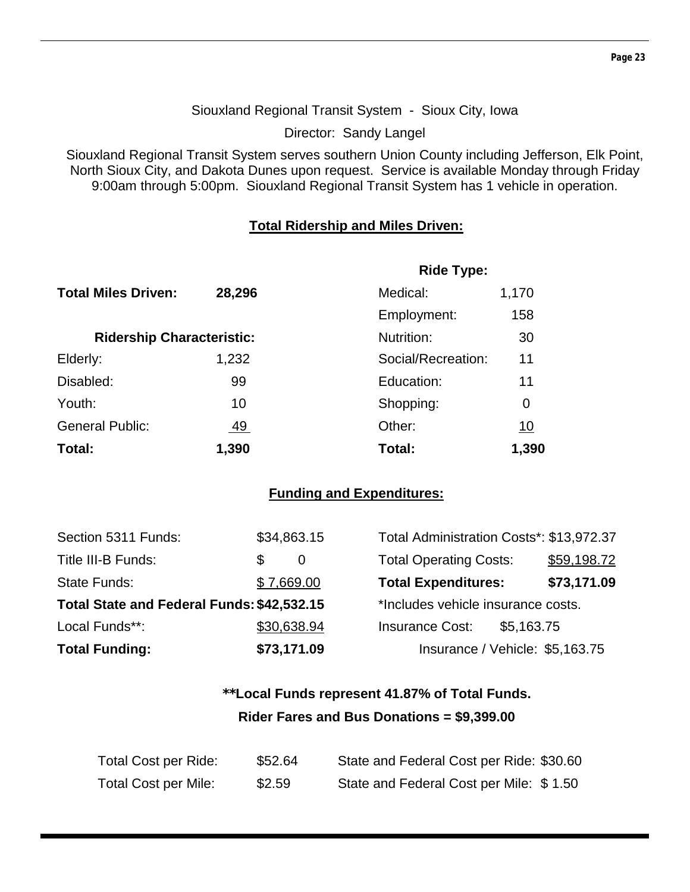Siouxland Regional Transit System - Sioux City, Iowa

Director: Sandy Langel

Siouxland Regional Transit System serves southern Union County including Jefferson, Elk Point, North Sioux City, and Dakota Dunes upon request. Service is available Monday through Friday 9:00am through 5:00pm. Siouxland Regional Transit System has 1 vehicle in operation.

## Total Ridership and Miles Driven:

**Total Miles Driven: 28,296**

| Ridership Characteristic: | |
|---|---|
| Elderly: | 1,232 |
| Disabled: | 99 |
| Youth: | 10 |
| General Public: | 49 |
| **Total:** | **1,390** |

| Ride Type: | |
|---|---|
| Medical: | 1,170 |
| Employment: | 158 |
| Nutrition: | 30 |
| Social/Recreation: | 11 |
| Education: | 11 |
| Shopping: | 0 |
| Other: | 10 |
| **Total:** | **1,390** |

## Funding and Expenditures:

| | |
|---|---|
| Section 5311 Funds: | $34,863.15 |
| Title III-B Funds: | $ 0 |
| State Funds: | $ 7,669.00 |
| **Total State and Federal Funds:** | **$42,532.15** |
| Local Funds**: | $30,638.94 |
| **Total Funding:** | **$73,171.09** |

| | |
|---|---|
| Total Administration Costs*: | $13,972.37 |
| Total Operating Costs: | $59,198.72 |
| **Total Expenditures:** | **$73,171.09** |

*Includes vehicle insurance costs.

Insurance Cost: $5,163.75

Insurance / Vehicle: $5,163.75

**\*\*Local Funds represent 41.87% of Total Funds.**

**Rider Fares and Bus Donations = $9,399.00**

| | | | |
|---|---|---|---|
| Total Cost per Ride: | $52.64 | State and Federal Cost per Ride: | $30.60 |
| Total Cost per Mile: | $2.59 | State and Federal Cost per Mile: | $ 1.50 |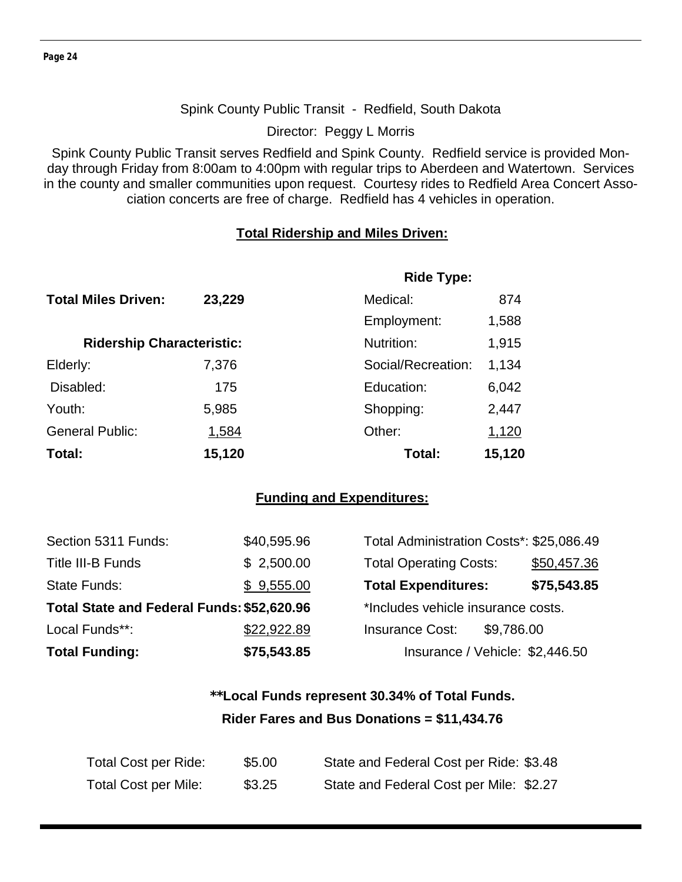Spink County Public Transit - Redfield, South Dakota

Director: Peggy L Morris

Spink County Public Transit serves Redfield and Spink County. Redfield service is provided Monday through Friday from 8:00am to 4:00pm with regular trips to Aberdeen and Watertown. Services in the county and smaller communities upon request. Courtesy rides to Redfield Area Concert Association concerts are free of charge. Redfield has 4 vehicles in operation.

## Total Ridership and Miles Driven:

**Total Miles Driven:** **23,229**

| **Ridership Characteristic:** | | **Ride Type:** | |
|---|---|---|---|
| Elderly: | 7,376 | Medical: | 874 |
| Disabled: | 175 | Employment: | 1,588 |
| Youth: | 5,985 | Nutrition: | 1,915 |
| General Public: | 1,584 | Social/Recreation: | 1,134 |
| | | Education: | 6,042 |
| | | Shopping: | 2,447 |
| | | Other: | 1,120 |
| **Total:** | **15,120** | **Total:** | **15,120** |

## Funding and Expenditures:

| | | | |
|---|---|---|---|
| Section 5311 Funds: | $40,595.96 | Total Administration Costs*: | $25,086.49 |
| Title III-B Funds | $ 2,500.00 | Total Operating Costs: | $50,457.36 |
| State Funds: | $ 9,555.00 | **Total Expenditures:** | **$75,543.85** |
| **Total State and Federal Funds:** | **$52,620.96** | *Includes vehicle insurance costs. | |
| Local Funds**: | $22,922.89 | Insurance Cost: | $9,786.00 |
| **Total Funding:** | **$75,543.85** | Insurance / Vehicle: | $2,446.50 |

**\*\*Local Funds represent 30.34% of Total Funds.**

**Rider Fares and Bus Donations = $11,434.76**

| | | | |
|---|---|---|---|
| Total Cost per Ride: | $5.00 | State and Federal Cost per Ride: | $3.48 |
| Total Cost per Mile: | $3.25 | State and Federal Cost per Mile: | $2.27 |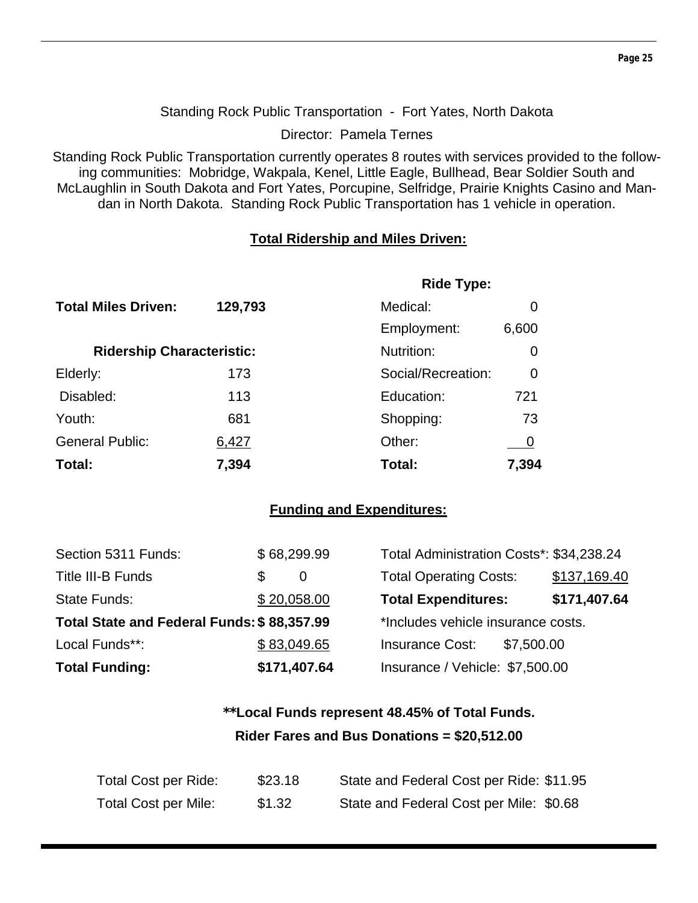Standing Rock Public Transportation - Fort Yates, North Dakota

Director: Pamela Ternes

Standing Rock Public Transportation currently operates 8 routes with services provided to the following communities: Mobridge, Wakpala, Kenel, Little Eagle, Bullhead, Bear Soldier South and McLaughlin in South Dakota and Fort Yates, Porcupine, Selfridge, Prairie Knights Casino and Mandan in North Dakota. Standing Rock Public Transportation has 1 vehicle in operation.

## Total Ridership and Miles Driven:

**Total Miles Driven:** **129,793**

| Ridership Characteristic: | | Ride Type: | |
|---|---|---|---|
| Elderly: | 173 | Medical: | 0 |
| Disabled: | 113 | Employment: | 6,600 |
| Youth: | 681 | Nutrition: | 0 |
| General Public: | 6,427 | Social/Recreation: | 0 |
| | | Education: | 721 |
| | | Shopping: | 73 |
| | | Other: | 0 |
| **Total:** | **7,394** | **Total:** | **7,394** |

## Funding and Expenditures:

| | | | |
|---|---|---|---|
| Section 5311 Funds: | $ 68,299.99 | Total Administration Costs*: | $34,238.24 |
| Title III-B Funds | $ 0 | Total Operating Costs: | $137,169.40 |
| State Funds: | $ 20,058.00 | **Total Expenditures:** | **$171,407.64** |
| **Total State and Federal Funds:** | **$ 88,357.99** | *Includes vehicle insurance costs. | |
| Local Funds**: | $ 83,049.65 | Insurance Cost: | $7,500.00 |
| **Total Funding:** | **$171,407.64** | Insurance / Vehicle: | $7,500.00 |

**\*\*Local Funds represent 48.45% of Total Funds.**

**Rider Fares and Bus Donations = $20,512.00**

| | | | |
|---|---|---|---|
| Total Cost per Ride: | $23.18 | State and Federal Cost per Ride: | $11.95 |
| Total Cost per Mile: | $1.32 | State and Federal Cost per Mile: | $0.68 |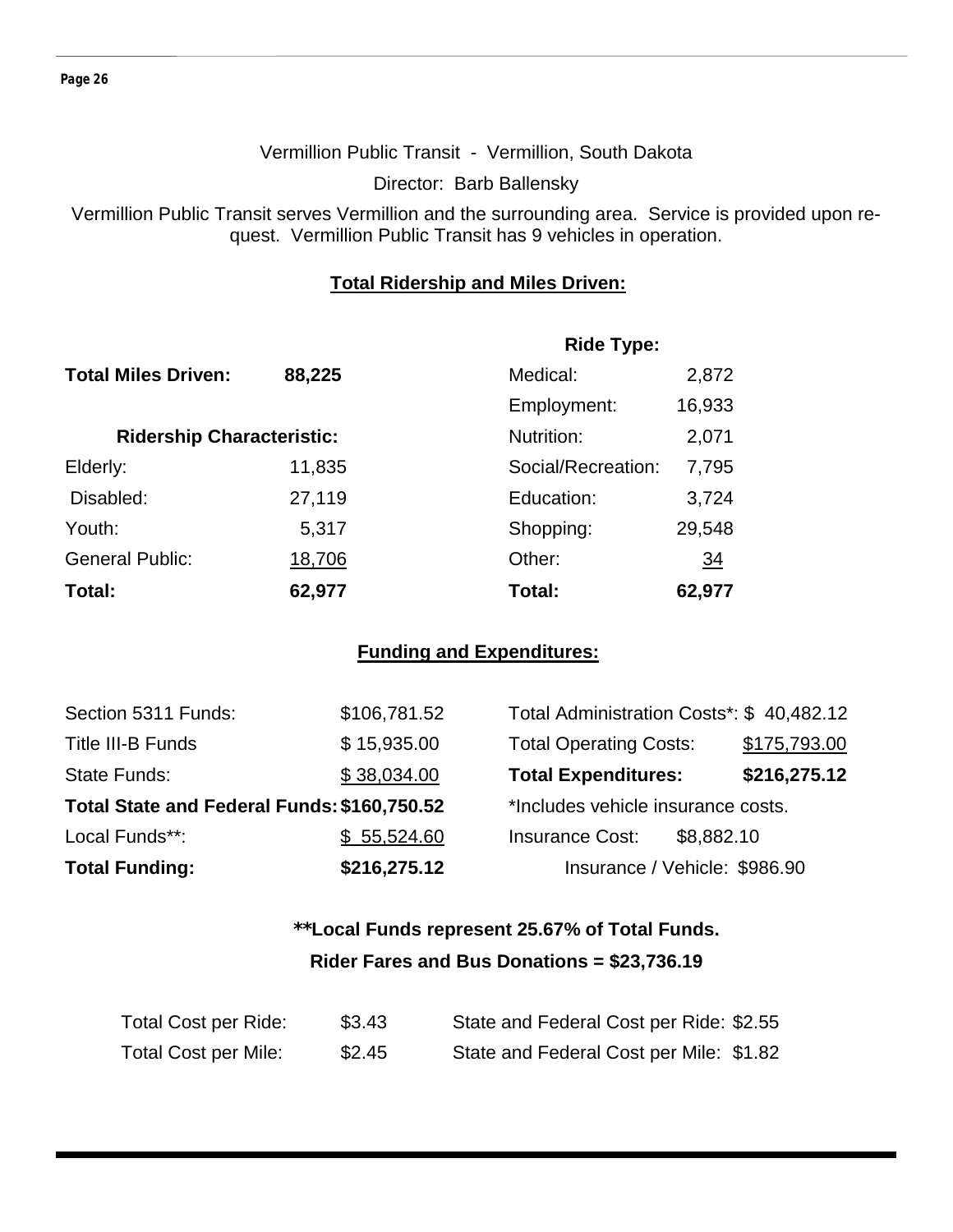Vermillion Public Transit - Vermillion, South Dakota

Director: Barb Ballensky

Vermillion Public Transit serves Vermillion and the surrounding area. Service is provided upon request. Vermillion Public Transit has 9 vehicles in operation.

## Total Ridership and Miles Driven:

**Total Miles Driven:** **88,225**

| Ridership Characteristic: | |
|---|---|
| Elderly: | 11,835 |
| Disabled: | 27,119 |
| Youth: | 5,317 |
| General Public: | 18,706 |
| **Total:** | **62,977** |

| Ride Type: | |
|---|---|
| Medical: | 2,872 |
| Employment: | 16,933 |
| Nutrition: | 2,071 |
| Social/Recreation: | 7,795 |
| Education: | 3,724 |
| Shopping: | 29,548 |
| Other: | 34 |
| **Total:** | **62,977** |

## Funding and Expenditures:

| | |
|---|---|
| Section 5311 Funds: | $106,781.52 |
| Title III-B Funds | $ 15,935.00 |
| State Funds: | $ 38,034.00 |
| **Total State and Federal Funds:** | **$160,750.52** |
| Local Funds**: | $ 55,524.60 |
| **Total Funding:** | **$216,275.12** |

| | |
|---|---|
| Total Administration Costs*: | $ 40,482.12 |
| Total Operating Costs: | $175,793.00 |
| **Total Expenditures:** | **$216,275.12** |

*Includes vehicle insurance costs.

Insurance Cost: $8,882.10

Insurance / Vehicle: $986.90

**\*\*Local Funds represent 25.67% of Total Funds.**

**Rider Fares and Bus Donations = $23,736.19**

| | | | |
|---|---|---|---|
| Total Cost per Ride: | $3.43 | State and Federal Cost per Ride: | $2.55 |
| Total Cost per Mile: | $2.45 | State and Federal Cost per Mile: | $1.82 |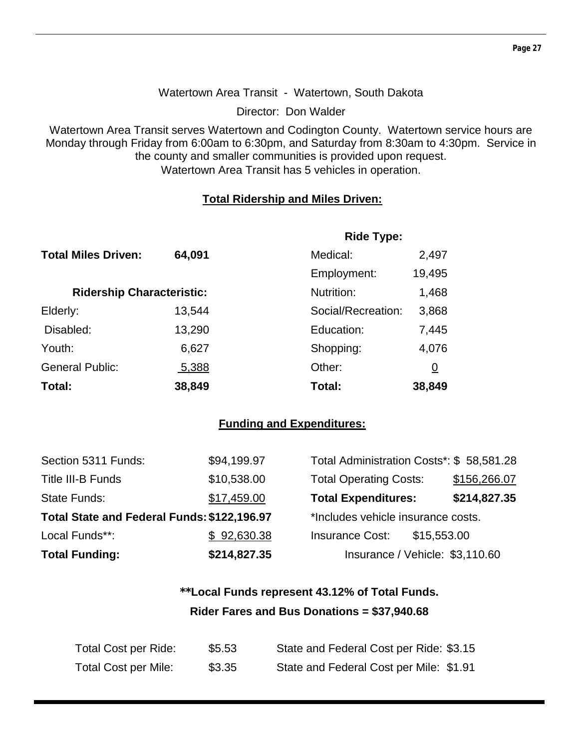Watertown Area Transit - Watertown, South Dakota

Director: Don Walder

Watertown Area Transit serves Watertown and Codington County. Watertown service hours are Monday through Friday from 6:00am to 6:30pm, and Saturday from 8:30am to 4:30pm. Service in the county and smaller communities is provided upon request.
Watertown Area Transit has 5 vehicles in operation.

## Total Ridership and Miles Driven:

**Total Miles Driven: 64,091**

| Ridership Characteristic: | |
|---|---|
| Elderly: | 13,544 |
| Disabled: | 13,290 |
| Youth: | 6,627 |
| General Public: | 5,388 |
| **Total:** | **38,849** |

| Ride Type: | |
|---|---|
| Medical: | 2,497 |
| Employment: | 19,495 |
| Nutrition: | 1,468 |
| Social/Recreation: | 3,868 |
| Education: | 7,445 |
| Shopping: | 4,076 |
| Other: | 0 |
| **Total:** | **38,849** |

## Funding and Expenditures:

| Funding | |
|---|---|
| Section 5311 Funds: | $94,199.97 |
| Title III-B Funds | $10,538.00 |
| State Funds: | $17,459.00 |
| **Total State and Federal Funds:** | **$122,196.97** |
| Local Funds**: | $ 92,630.38 |
| **Total Funding:** | **$214,827.35** |

| Expenditures | |
|---|---|
| Total Administration Costs*: | $ 58,581.28 |
| Total Operating Costs: | $156,266.07 |
| **Total Expenditures:** | **$214,827.35** |

*Includes vehicle insurance costs.

Insurance Cost: $15,553.00

Insurance / Vehicle: $3,110.60

**\*\*Local Funds represent 43.12% of Total Funds.**

**Rider Fares and Bus Donations = $37,940.68**

| | | | |
|---|---|---|---|
| Total Cost per Ride: | $5.53 | State and Federal Cost per Ride: | $3.15 |
| Total Cost per Mile: | $3.35 | State and Federal Cost per Mile: | $1.91 |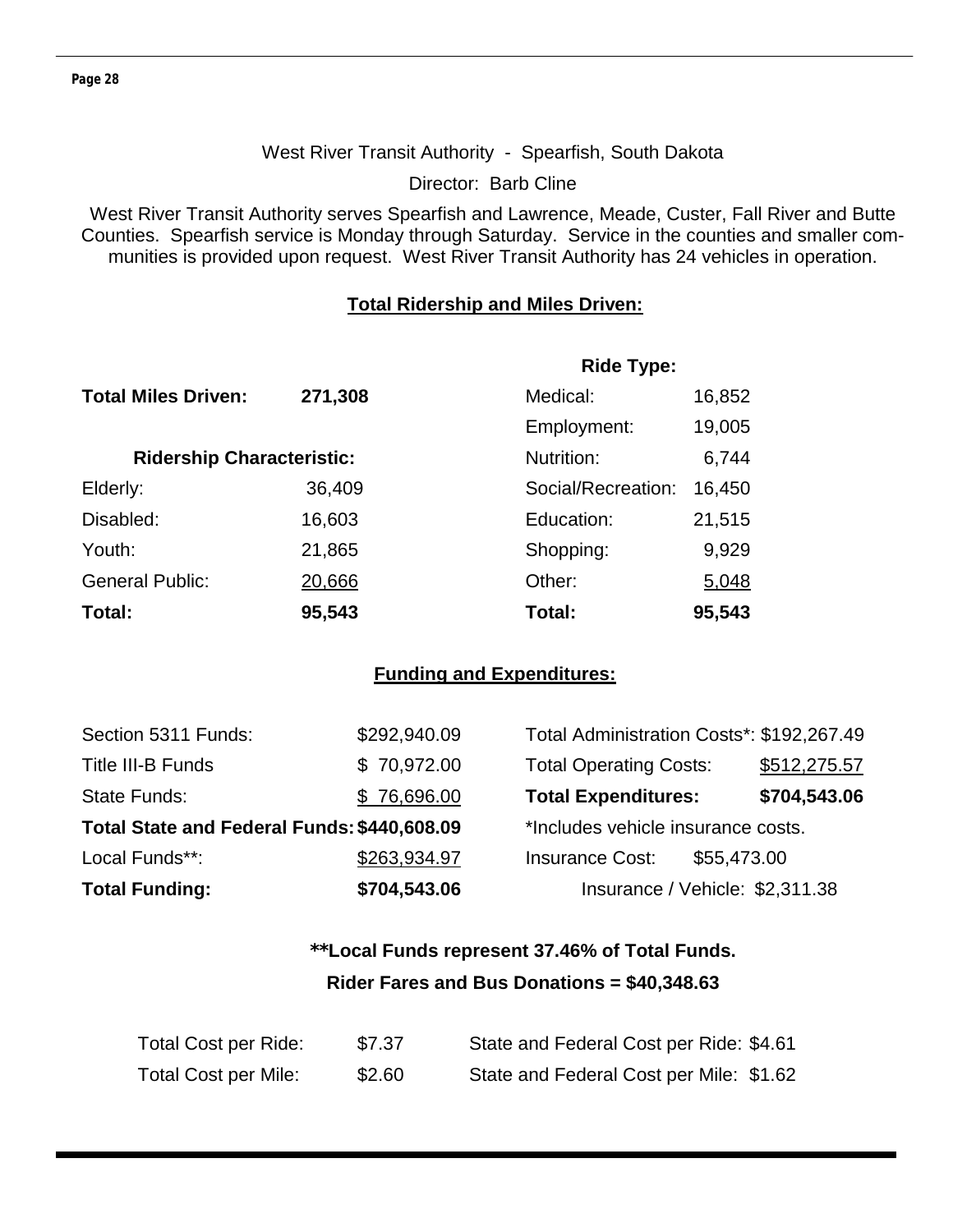West River Transit Authority - Spearfish, South Dakota

Director: Barb Cline

West River Transit Authority serves Spearfish and Lawrence, Meade, Custer, Fall River and Butte Counties. Spearfish service is Monday through Saturday. Service in the counties and smaller communities is provided upon request. West River Transit Authority has 24 vehicles in operation.

## Total Ridership and Miles Driven:

**Total Miles Driven:** **271,308**

| Ridership Characteristic: | | Ride Type: | |
|---|---|---|---|
| Elderly: | 36,409 | Medical: | 16,852 |
| Disabled: | 16,603 | Employment: | 19,005 |
| Youth: | 21,865 | Nutrition: | 6,744 |
| General Public: | 20,666 | Social/Recreation: | 16,450 |
| | | Education: | 21,515 |
| | | Shopping: | 9,929 |
| | | Other: | 5,048 |
| **Total:** | **95,543** | **Total:** | **95,543** |

## Funding and Expenditures:

| Funding | | Expenditures | |
|---|---|---|---|
| Section 5311 Funds: | $292,940.09 | Total Administration Costs*: | $192,267.49 |
| Title III-B Funds | $ 70,972.00 | Total Operating Costs: | $512,275.57 |
| State Funds: | $ 76,696.00 | **Total Expenditures:** | **$704,543.06** |
| **Total State and Federal Funds:** | **$440,608.09** | *Includes vehicle insurance costs. | |
| Local Funds**: | $263,934.97 | Insurance Cost: | $55,473.00 |
| **Total Funding:** | **$704,543.06** | Insurance / Vehicle: | $2,311.38 |

**\*\*Local Funds represent 37.46% of Total Funds.**

**Rider Fares and Bus Donations = $40,348.63**

| | | | |
|---|---|---|---|
| Total Cost per Ride: | $7.37 | State and Federal Cost per Ride: | $4.61 |
| Total Cost per Mile: | $2.60 | State and Federal Cost per Mile: | $1.62 |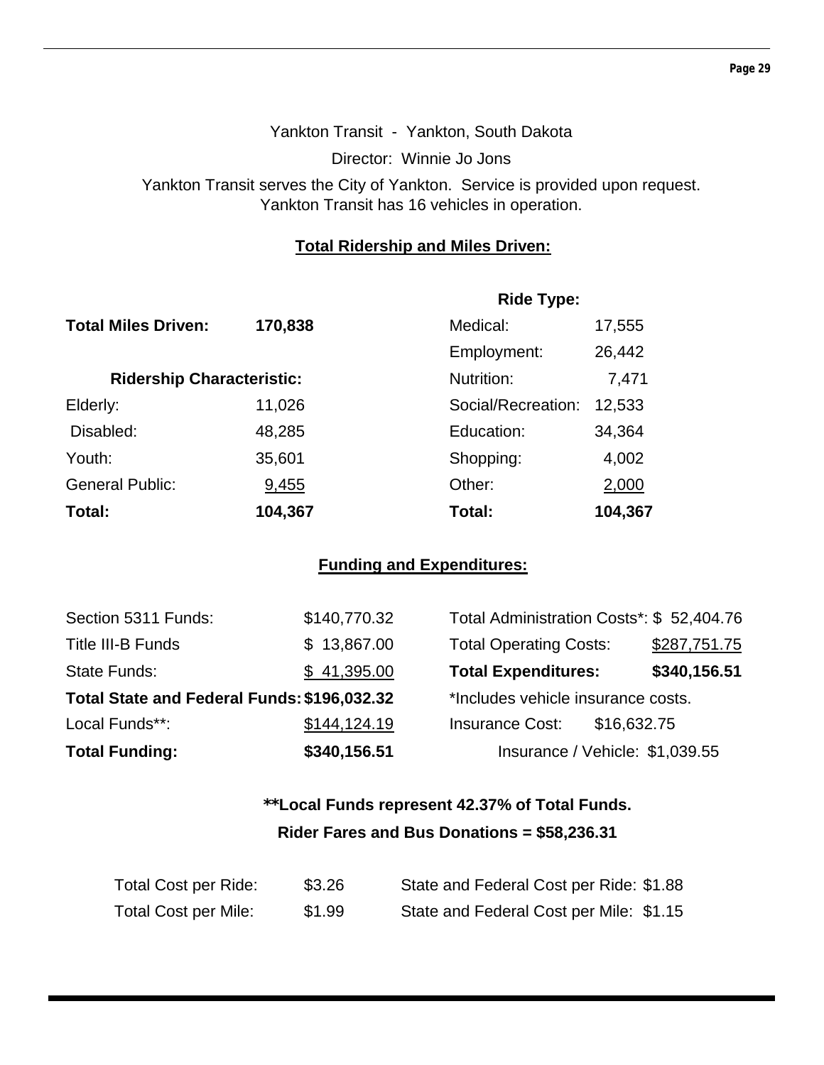Yankton Transit - Yankton, South Dakota

Director: Winnie Jo Jons

Yankton Transit serves the City of Yankton. Service is provided upon request. Yankton Transit has 16 vehicles in operation.

## Total Ridership and Miles Driven:

**Total Miles Driven:** **170,838**

| Ridership Characteristic: | |
|---|---|
| Elderly: | 11,026 |
| Disabled: | 48,285 |
| Youth: | 35,601 |
| General Public: | 9,455 |
| **Total:** | **104,367** |

| Ride Type: | |
|---|---|
| Medical: | 17,555 |
| Employment: | 26,442 |
| Nutrition: | 7,471 |
| Social/Recreation: | 12,533 |
| Education: | 34,364 |
| Shopping: | 4,002 |
| Other: | 2,000 |
| **Total:** | **104,367** |

## Funding and Expenditures:

| | |
|---|---|
| Section 5311 Funds: | $140,770.32 |
| Title III-B Funds | $ 13,867.00 |
| State Funds: | $ 41,395.00 |
| **Total State and Federal Funds:** | **$196,032.32** |
| Local Funds**: | $144,124.19 |
| **Total Funding:** | **$340,156.51** |

| | |
|---|---|
| Total Administration Costs*: | $ 52,404.76 |
| Total Operating Costs: | $287,751.75 |
| **Total Expenditures:** | **$340,156.51** |

*Includes vehicle insurance costs.

Insurance Cost: $16,632.75

Insurance / Vehicle: $1,039.55

**\*\*Local Funds represent 42.37% of Total Funds.**

**Rider Fares and Bus Donations = $58,236.31**

| | | | |
|---|---|---|---|
| Total Cost per Ride: | $3.26 | State and Federal Cost per Ride: | $1.88 |
| Total Cost per Mile: | $1.99 | State and Federal Cost per Mile: | $1.15 |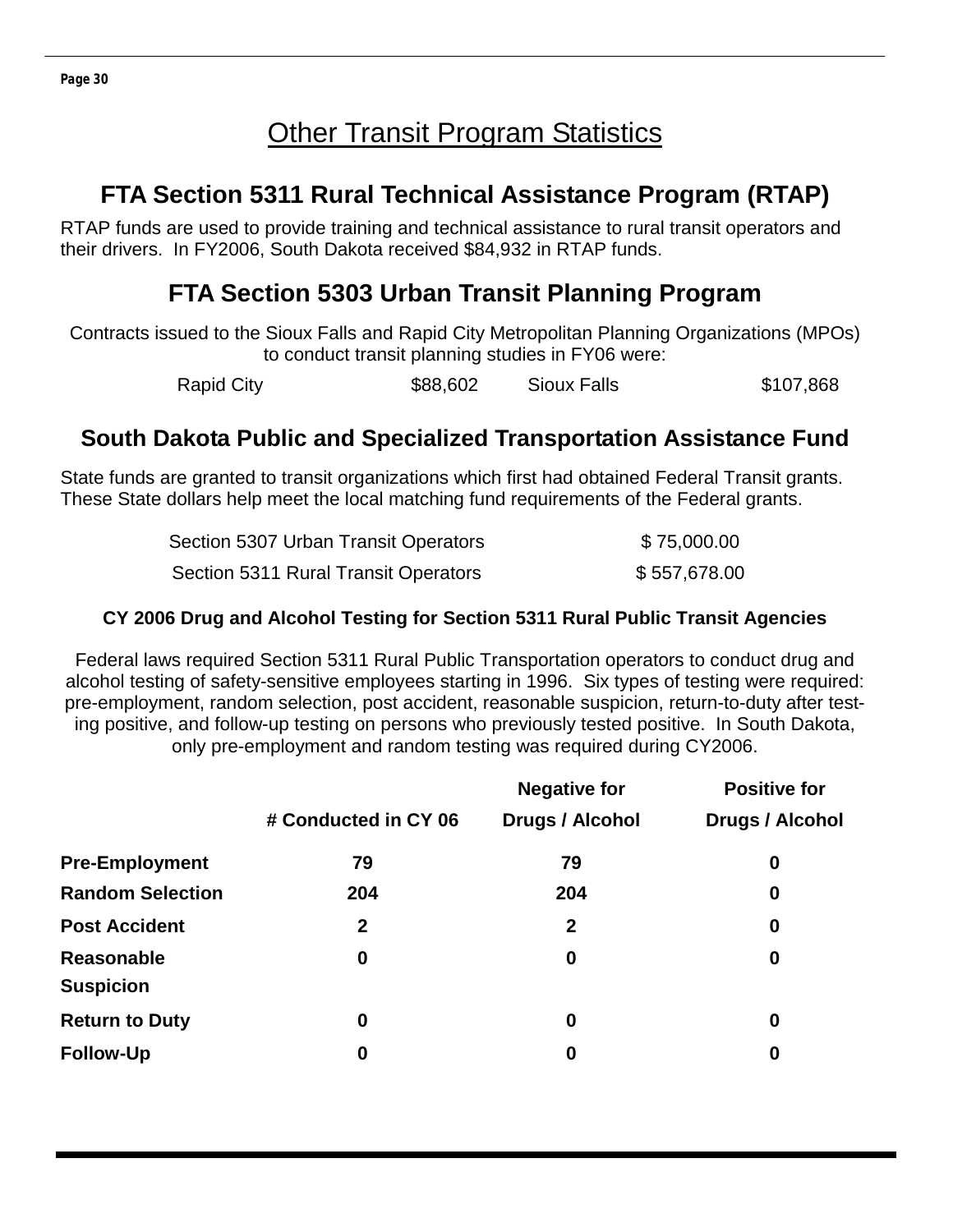# Other Transit Program Statistics

## FTA Section 5311 Rural Technical Assistance Program (RTAP)

RTAP funds are used to provide training and technical assistance to rural transit operators and their drivers. In FY2006, South Dakota received $84,932 in RTAP funds.

## FTA Section 5303 Urban Transit Planning Program

Contracts issued to the Sioux Falls and Rapid City Metropolitan Planning Organizations (MPOs) to conduct transit planning studies in FY06 were:

| Rapid City | $88,602 | Sioux Falls | $107,868 |
|---|---|---|---|

## South Dakota Public and Specialized Transportation Assistance Fund

State funds are granted to transit organizations which first had obtained Federal Transit grants. These State dollars help meet the local matching fund requirements of the Federal grants.

| Section 5307 Urban Transit Operators | $ 75,000.00 |
|---|---|
| Section 5311 Rural Transit Operators | $ 557,678.00 |

### CY 2006 Drug and Alcohol Testing for Section 5311 Rural Public Transit Agencies

Federal laws required Section 5311 Rural Public Transportation operators to conduct drug and alcohol testing of safety-sensitive employees starting in 1996. Six types of testing were required: pre-employment, random selection, post accident, reasonable suspicion, return-to-duty after testing positive, and follow-up testing on persons who previously tested positive. In South Dakota, only pre-employment and random testing was required during CY2006.

| | # Conducted in CY 06 | Negative for Drugs / Alcohol | Positive for Drugs / Alcohol |
|---|---|---|---|
| **Pre-Employment** | **79** | **79** | **0** |
| **Random Selection** | **204** | **204** | **0** |
| **Post Accident** | **2** | **2** | **0** |
| **Reasonable Suspicion** | **0** | **0** | **0** |
| **Return to Duty** | **0** | **0** | **0** |
| **Follow-Up** | **0** | **0** | **0** |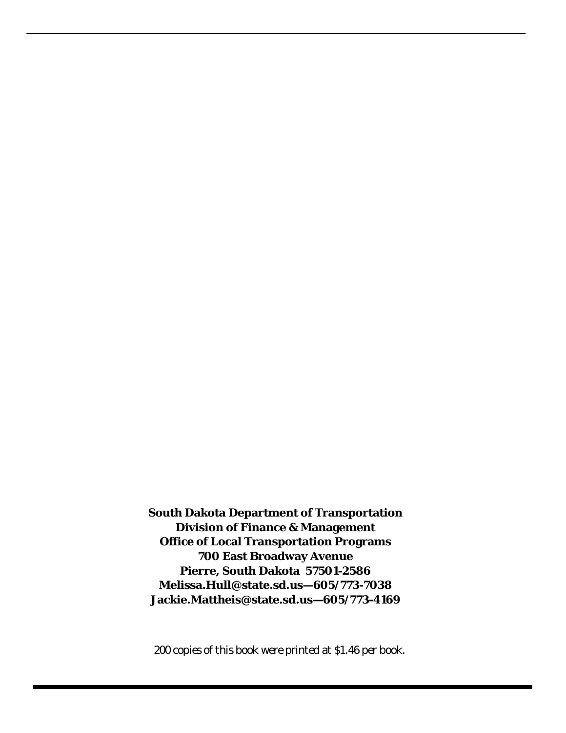**South Dakota Department of Transportation**
**Division of Finance & Management**
**Office of Local Transportation Programs**
**700 East Broadway Avenue**
**Pierre, South Dakota 57501-2586**
**Melissa.Hull@state.sd.us—605/773-7038**
**Jackie.Mattheis@state.sd.us—605/773-4169**

200 copies of this book were printed at $1.46 per book.